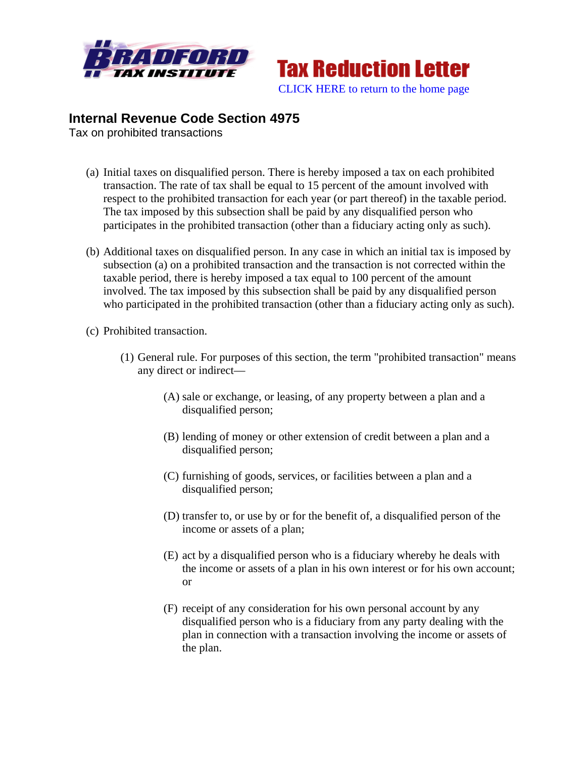Tax Reduction Letter

CLICK HERE to return to the home page

## Internal Revenue Code Section 4975

Tax on prohibited transactions

(a) Initial taxes on disqualified person. There is hereby imposed a tax on each prohibited transaction. The rate of tax shall be equal to 15 percent of the amount involved with respect to the prohibited transaction for each year (or part thereof) in the taxable period. The tax imposed by this subsection shall be paid by any disqualified person who participates in the prohibited transaction (other than a fiduciary acting only as such).

(b) Additional taxes on disqualified person. In any case in which an initial tax is imposed by subsection (a) on a prohibited transaction and the transaction is not corrected within the taxable period, there is hereby imposed a tax equal to 100 percent of the amount involved. The tax imposed by this subsection shall be paid by any disqualified person who participated in the prohibited transaction (other than a fiduciary acting only as such).

(c) Prohibited transaction.

(1) General rule. For purposes of this section, the term "prohibited transaction" means any direct or indirect—

(A) sale or exchange, or leasing, of any property between a plan and a disqualified person;

(B) lending of money or other extension of credit between a plan and a disqualified person;

(C) furnishing of goods, services, or facilities between a plan and a disqualified person;

(D) transfer to, or use by or for the benefit of, a disqualified person of the income or assets of a plan;

(E) act by a disqualified person who is a fiduciary whereby he deals with the income or assets of a plan in his own interest or for his own account; or

(F) receipt of any consideration for his own personal account by any disqualified person who is a fiduciary from any party dealing with the plan in connection with a transaction involving the income or assets of the plan.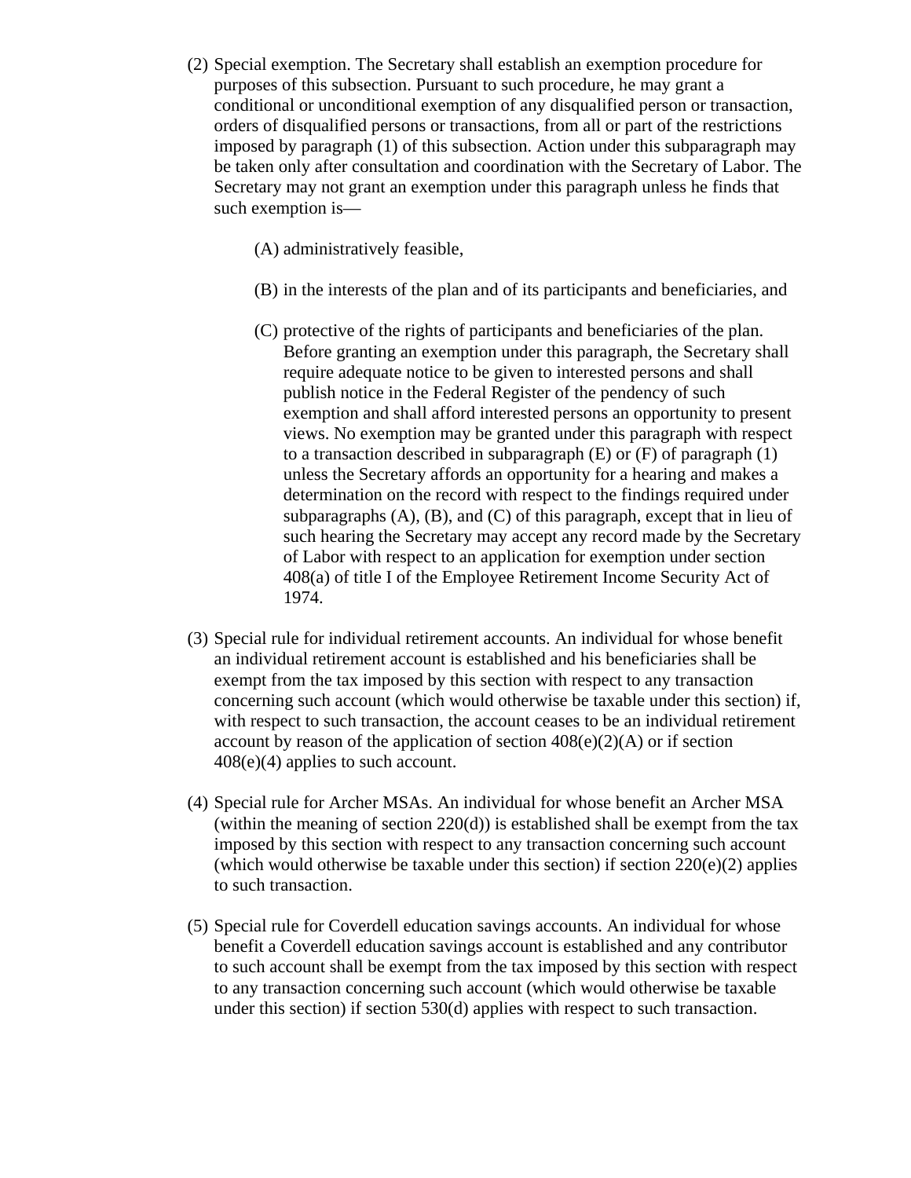(2) Special exemption. The Secretary shall establish an exemption procedure for purposes of this subsection. Pursuant to such procedure, he may grant a conditional or unconditional exemption of any disqualified person or transaction, orders of disqualified persons or transactions, from all or part of the restrictions imposed by paragraph (1) of this subsection. Action under this subparagraph may be taken only after consultation and coordination with the Secretary of Labor. The Secretary may not grant an exemption under this paragraph unless he finds that such exemption is—

   (A) administratively feasible,

   (B) in the interests of the plan and of its participants and beneficiaries, and

   (C) protective of the rights of participants and beneficiaries of the plan. Before granting an exemption under this paragraph, the Secretary shall require adequate notice to be given to interested persons and shall publish notice in the Federal Register of the pendency of such exemption and shall afford interested persons an opportunity to present views. No exemption may be granted under this paragraph with respect to a transaction described in subparagraph (E) or (F) of paragraph (1) unless the Secretary affords an opportunity for a hearing and makes a determination on the record with respect to the findings required under subparagraphs (A), (B), and (C) of this paragraph, except that in lieu of such hearing the Secretary may accept any record made by the Secretary of Labor with respect to an application for exemption under section 408(a) of title I of the Employee Retirement Income Security Act of 1974.

(3) Special rule for individual retirement accounts. An individual for whose benefit an individual retirement account is established and his beneficiaries shall be exempt from the tax imposed by this section with respect to any transaction concerning such account (which would otherwise be taxable under this section) if, with respect to such transaction, the account ceases to be an individual retirement account by reason of the application of section 408(e)(2)(A) or if section 408(e)(4) applies to such account.

(4) Special rule for Archer MSAs. An individual for whose benefit an Archer MSA (within the meaning of section 220(d)) is established shall be exempt from the tax imposed by this section with respect to any transaction concerning such account (which would otherwise be taxable under this section) if section 220(e)(2) applies to such transaction.

(5) Special rule for Coverdell education savings accounts. An individual for whose benefit a Coverdell education savings account is established and any contributor to such account shall be exempt from the tax imposed by this section with respect to any transaction concerning such account (which would otherwise be taxable under this section) if section 530(d) applies with respect to such transaction.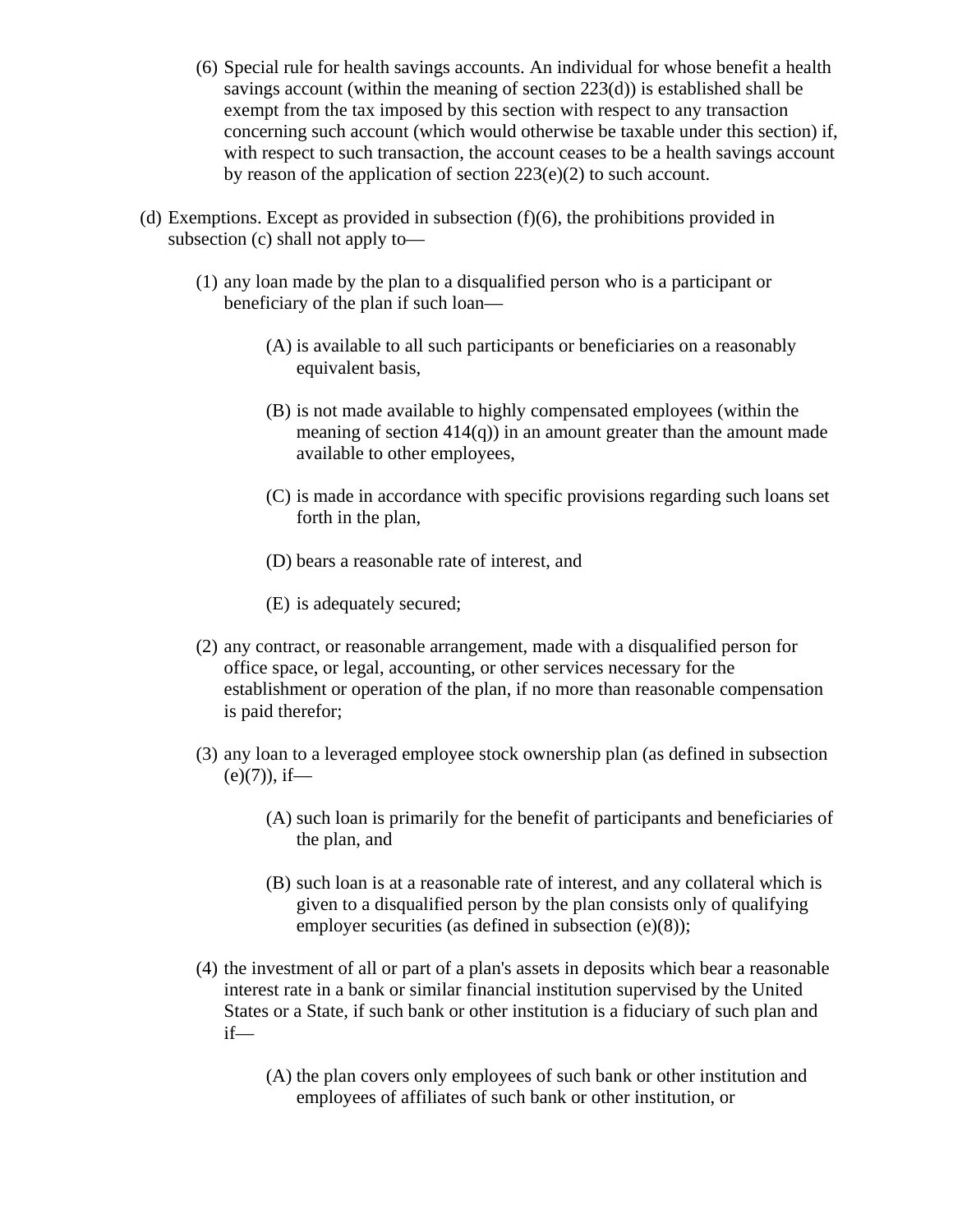(6) Special rule for health savings accounts. An individual for whose benefit a health savings account (within the meaning of section 223(d)) is established shall be exempt from the tax imposed by this section with respect to any transaction concerning such account (which would otherwise be taxable under this section) if, with respect to such transaction, the account ceases to be a health savings account by reason of the application of section 223(e)(2) to such account.

(d) Exemptions. Except as provided in subsection (f)(6), the prohibitions provided in subsection (c) shall not apply to—

(1) any loan made by the plan to a disqualified person who is a participant or beneficiary of the plan if such loan—

(A) is available to all such participants or beneficiaries on a reasonably equivalent basis,

(B) is not made available to highly compensated employees (within the meaning of section 414(q)) in an amount greater than the amount made available to other employees,

(C) is made in accordance with specific provisions regarding such loans set forth in the plan,

(D) bears a reasonable rate of interest, and

(E) is adequately secured;

(2) any contract, or reasonable arrangement, made with a disqualified person for office space, or legal, accounting, or other services necessary for the establishment or operation of the plan, if no more than reasonable compensation is paid therefor;

(3) any loan to a leveraged employee stock ownership plan (as defined in subsection (e)(7)), if—

(A) such loan is primarily for the benefit of participants and beneficiaries of the plan, and

(B) such loan is at a reasonable rate of interest, and any collateral which is given to a disqualified person by the plan consists only of qualifying employer securities (as defined in subsection (e)(8));

(4) the investment of all or part of a plan's assets in deposits which bear a reasonable interest rate in a bank or similar financial institution supervised by the United States or a State, if such bank or other institution is a fiduciary of such plan and if—

(A) the plan covers only employees of such bank or other institution and employees of affiliates of such bank or other institution, or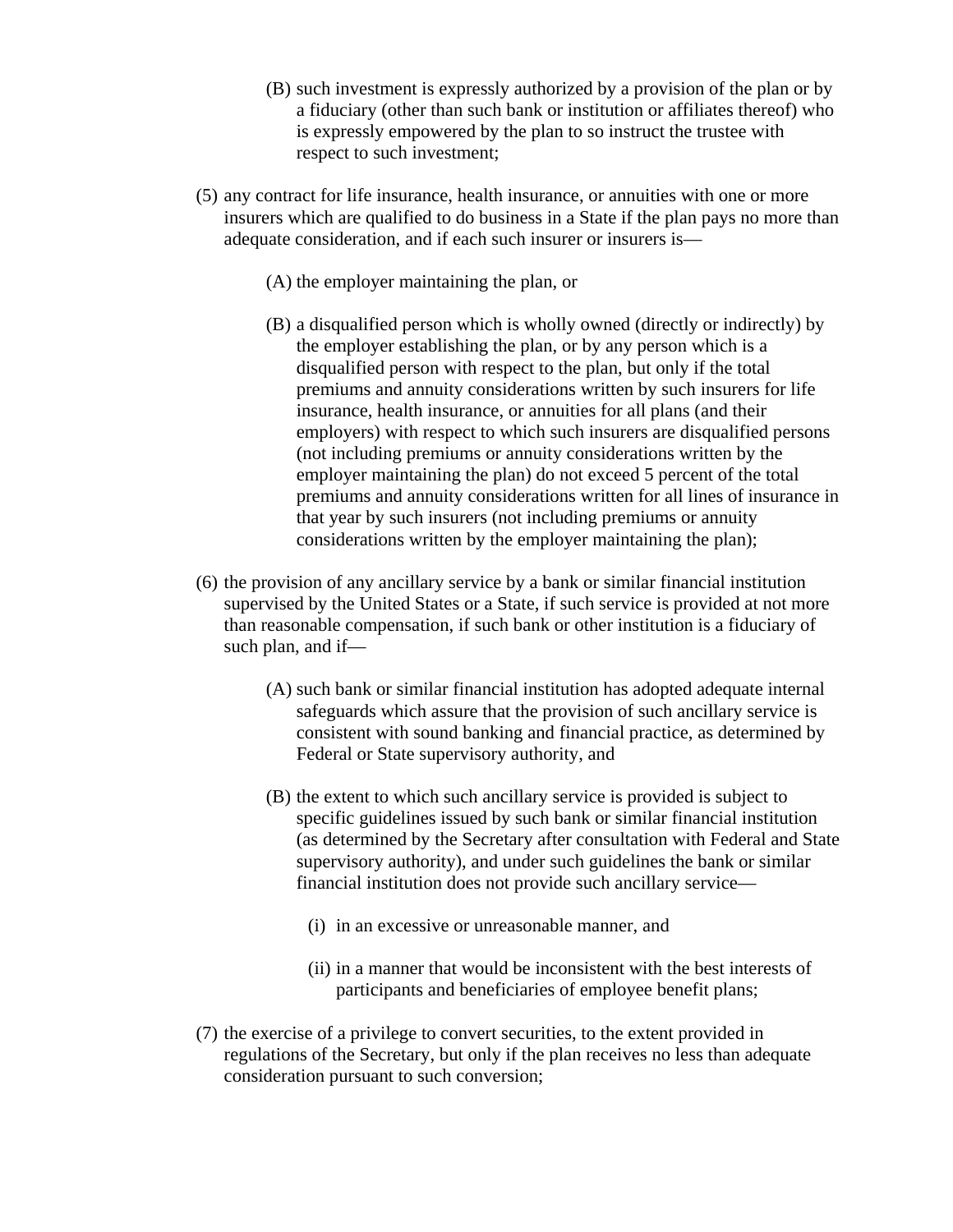(B) such investment is expressly authorized by a provision of the plan or by a fiduciary (other than such bank or institution or affiliates thereof) who is expressly empowered by the plan to so instruct the trustee with respect to such investment;

(5) any contract for life insurance, health insurance, or annuities with one or more insurers which are qualified to do business in a State if the plan pays no more than adequate consideration, and if each such insurer or insurers is—

(A) the employer maintaining the plan, or

(B) a disqualified person which is wholly owned (directly or indirectly) by the employer establishing the plan, or by any person which is a disqualified person with respect to the plan, but only if the total premiums and annuity considerations written by such insurers for life insurance, health insurance, or annuities for all plans (and their employers) with respect to which such insurers are disqualified persons (not including premiums or annuity considerations written by the employer maintaining the plan) do not exceed 5 percent of the total premiums and annuity considerations written for all lines of insurance in that year by such insurers (not including premiums or annuity considerations written by the employer maintaining the plan);

(6) the provision of any ancillary service by a bank or similar financial institution supervised by the United States or a State, if such service is provided at not more than reasonable compensation, if such bank or other institution is a fiduciary of such plan, and if—

(A) such bank or similar financial institution has adopted adequate internal safeguards which assure that the provision of such ancillary service is consistent with sound banking and financial practice, as determined by Federal or State supervisory authority, and

(B) the extent to which such ancillary service is provided is subject to specific guidelines issued by such bank or similar financial institution (as determined by the Secretary after consultation with Federal and State supervisory authority), and under such guidelines the bank or similar financial institution does not provide such ancillary service—

(i) in an excessive or unreasonable manner, and

(ii) in a manner that would be inconsistent with the best interests of participants and beneficiaries of employee benefit plans;

(7) the exercise of a privilege to convert securities, to the extent provided in regulations of the Secretary, but only if the plan receives no less than adequate consideration pursuant to such conversion;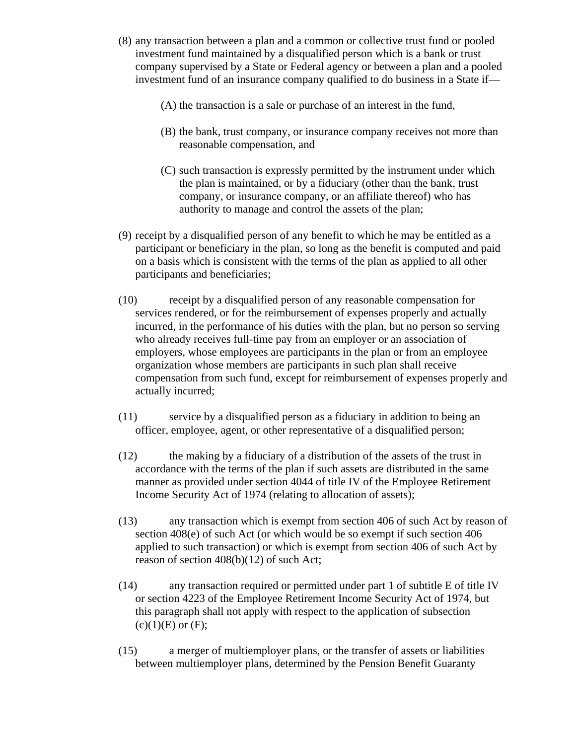(8) any transaction between a plan and a common or collective trust fund or pooled investment fund maintained by a disqualified person which is a bank or trust company supervised by a State or Federal agency or between a plan and a pooled investment fund of an insurance company qualified to do business in a State if—

   (A) the transaction is a sale or purchase of an interest in the fund,

   (B) the bank, trust company, or insurance company receives not more than reasonable compensation, and

   (C) such transaction is expressly permitted by the instrument under which the plan is maintained, or by a fiduciary (other than the bank, trust company, or insurance company, or an affiliate thereof) who has authority to manage and control the assets of the plan;

(9) receipt by a disqualified person of any benefit to which he may be entitled as a participant or beneficiary in the plan, so long as the benefit is computed and paid on a basis which is consistent with the terms of the plan as applied to all other participants and beneficiaries;

(10) receipt by a disqualified person of any reasonable compensation for services rendered, or for the reimbursement of expenses properly and actually incurred, in the performance of his duties with the plan, but no person so serving who already receives full-time pay from an employer or an association of employers, whose employees are participants in the plan or from an employee organization whose members are participants in such plan shall receive compensation from such fund, except for reimbursement of expenses properly and actually incurred;

(11) service by a disqualified person as a fiduciary in addition to being an officer, employee, agent, or other representative of a disqualified person;

(12) the making by a fiduciary of a distribution of the assets of the trust in accordance with the terms of the plan if such assets are distributed in the same manner as provided under section 4044 of title IV of the Employee Retirement Income Security Act of 1974 (relating to allocation of assets);

(13) any transaction which is exempt from section 406 of such Act by reason of section 408(e) of such Act (or which would be so exempt if such section 406 applied to such transaction) or which is exempt from section 406 of such Act by reason of section 408(b)(12) of such Act;

(14) any transaction required or permitted under part 1 of subtitle E of title IV or section 4223 of the Employee Retirement Income Security Act of 1974, but this paragraph shall not apply with respect to the application of subsection (c)(1)(E) or (F);

(15) a merger of multiemployer plans, or the transfer of assets or liabilities between multiemployer plans, determined by the Pension Benefit Guaranty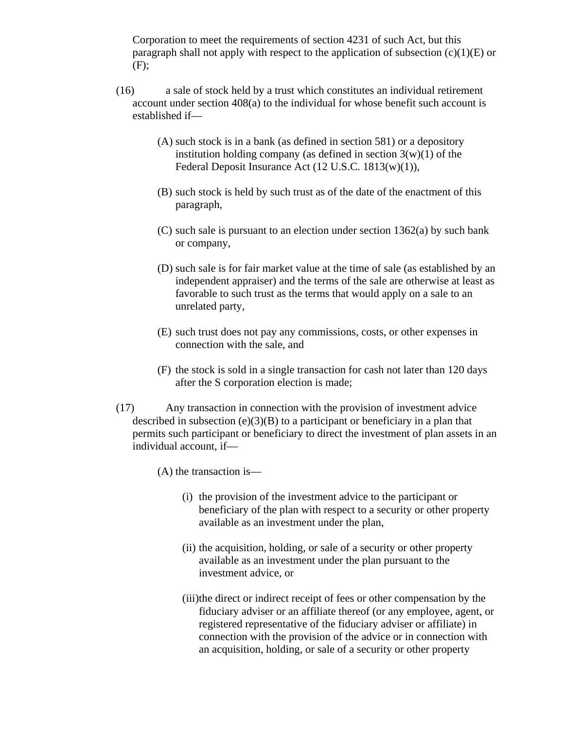Corporation to meet the requirements of section 4231 of such Act, but this paragraph shall not apply with respect to the application of subsection (c)(1)(E) or (F);

(16) a sale of stock held by a trust which constitutes an individual retirement account under section 408(a) to the individual for whose benefit such account is established if—

(A) such stock is in a bank (as defined in section 581) or a depository institution holding company (as defined in section 3(w)(1) of the Federal Deposit Insurance Act (12 U.S.C. 1813(w)(1)),

(B) such stock is held by such trust as of the date of the enactment of this paragraph,

(C) such sale is pursuant to an election under section 1362(a) by such bank or company,

(D) such sale is for fair market value at the time of sale (as established by an independent appraiser) and the terms of the sale are otherwise at least as favorable to such trust as the terms that would apply on a sale to an unrelated party,

(E) such trust does not pay any commissions, costs, or other expenses in connection with the sale, and

(F) the stock is sold in a single transaction for cash not later than 120 days after the S corporation election is made;

(17) Any transaction in connection with the provision of investment advice described in subsection (e)(3)(B) to a participant or beneficiary in a plan that permits such participant or beneficiary to direct the investment of plan assets in an individual account, if—

(A) the transaction is—

(i) the provision of the investment advice to the participant or beneficiary of the plan with respect to a security or other property available as an investment under the plan,

(ii) the acquisition, holding, or sale of a security or other property available as an investment under the plan pursuant to the investment advice, or

(iii) the direct or indirect receipt of fees or other compensation by the fiduciary adviser or an affiliate thereof (or any employee, agent, or registered representative of the fiduciary adviser or affiliate) in connection with the provision of the advice or in connection with an acquisition, holding, or sale of a security or other property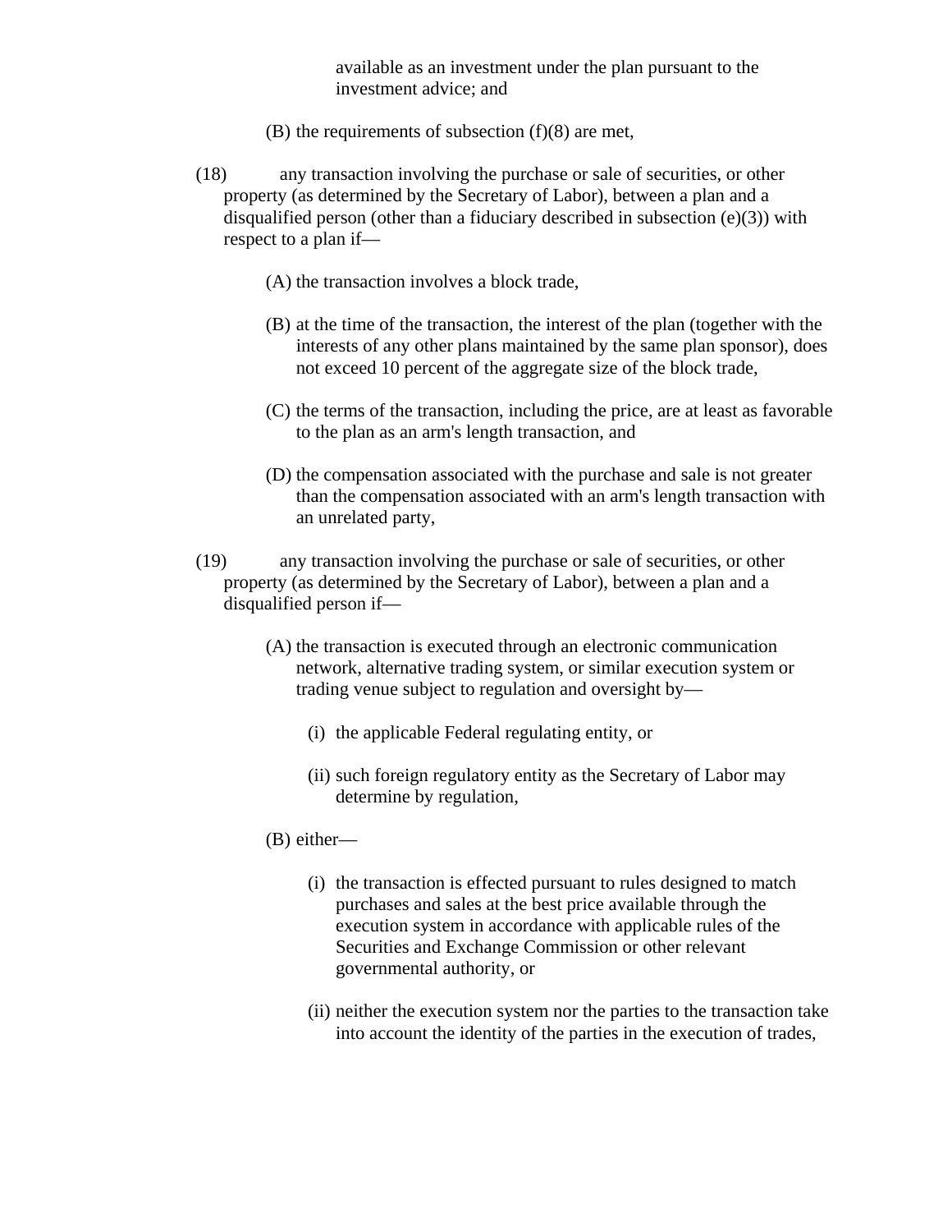available as an investment under the plan pursuant to the investment advice; and

(B) the requirements of subsection (f)(8) are met,

(18) any transaction involving the purchase or sale of securities, or other property (as determined by the Secretary of Labor), between a plan and a disqualified person (other than a fiduciary described in subsection (e)(3)) with respect to a plan if—

(A) the transaction involves a block trade,

(B) at the time of the transaction, the interest of the plan (together with the interests of any other plans maintained by the same plan sponsor), does not exceed 10 percent of the aggregate size of the block trade,

(C) the terms of the transaction, including the price, are at least as favorable to the plan as an arm's length transaction, and

(D) the compensation associated with the purchase and sale is not greater than the compensation associated with an arm's length transaction with an unrelated party,

(19) any transaction involving the purchase or sale of securities, or other property (as determined by the Secretary of Labor), between a plan and a disqualified person if—

(A) the transaction is executed through an electronic communication network, alternative trading system, or similar execution system or trading venue subject to regulation and oversight by—

(i) the applicable Federal regulating entity, or

(ii) such foreign regulatory entity as the Secretary of Labor may determine by regulation,

(B) either—

(i) the transaction is effected pursuant to rules designed to match purchases and sales at the best price available through the execution system in accordance with applicable rules of the Securities and Exchange Commission or other relevant governmental authority, or

(ii) neither the execution system nor the parties to the transaction take into account the identity of the parties in the execution of trades,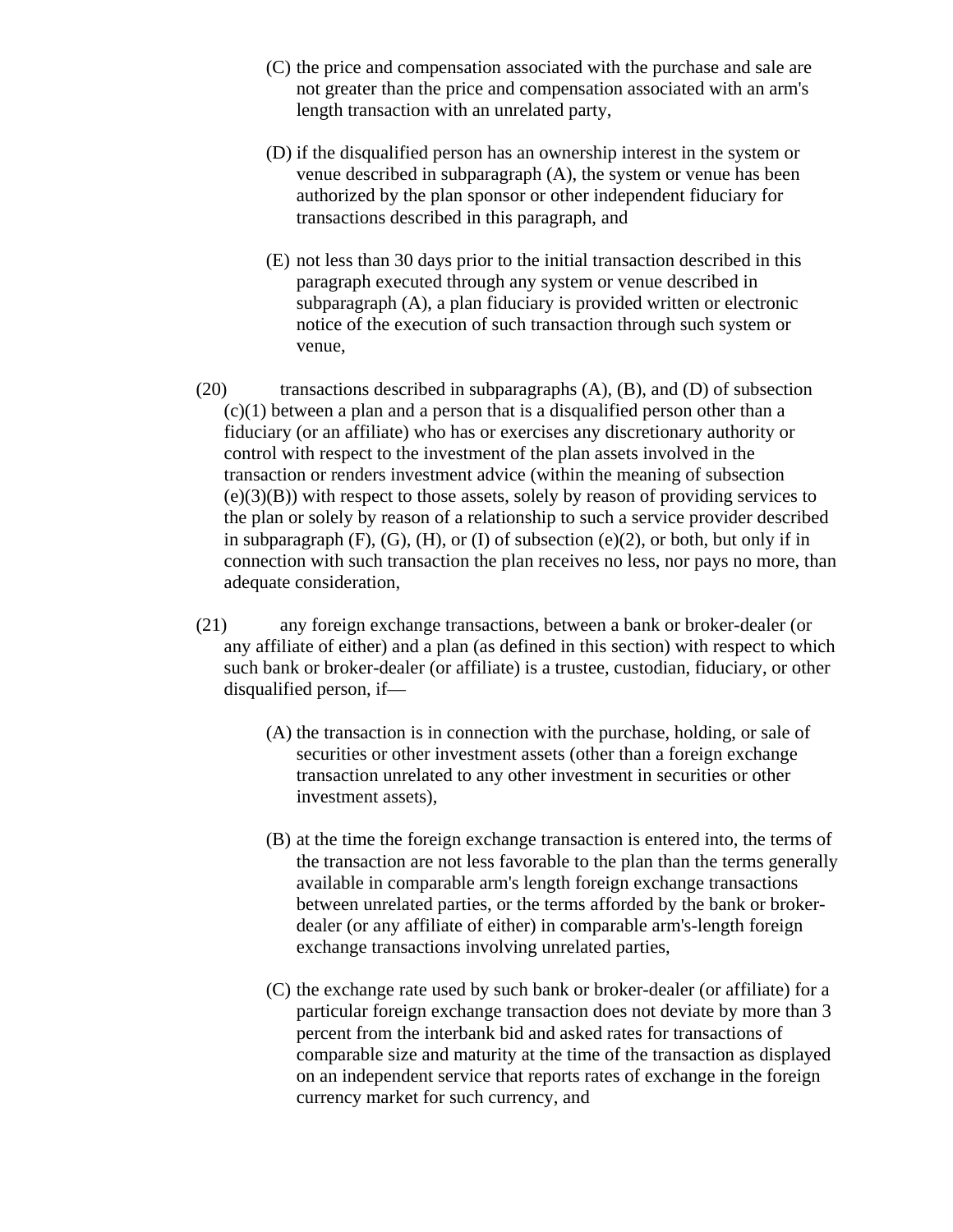(C) the price and compensation associated with the purchase and sale are not greater than the price and compensation associated with an arm's length transaction with an unrelated party,

(D) if the disqualified person has an ownership interest in the system or venue described in subparagraph (A), the system or venue has been authorized by the plan sponsor or other independent fiduciary for transactions described in this paragraph, and

(E) not less than 30 days prior to the initial transaction described in this paragraph executed through any system or venue described in subparagraph (A), a plan fiduciary is provided written or electronic notice of the execution of such transaction through such system or venue,

(20) transactions described in subparagraphs (A), (B), and (D) of subsection (c)(1) between a plan and a person that is a disqualified person other than a fiduciary (or an affiliate) who has or exercises any discretionary authority or control with respect to the investment of the plan assets involved in the transaction or renders investment advice (within the meaning of subsection (e)(3)(B)) with respect to those assets, solely by reason of providing services to the plan or solely by reason of a relationship to such a service provider described in subparagraph (F), (G), (H), or (I) of subsection (e)(2), or both, but only if in connection with such transaction the plan receives no less, nor pays no more, than adequate consideration,

(21) any foreign exchange transactions, between a bank or broker-dealer (or any affiliate of either) and a plan (as defined in this section) with respect to which such bank or broker-dealer (or affiliate) is a trustee, custodian, fiduciary, or other disqualified person, if—

(A) the transaction is in connection with the purchase, holding, or sale of securities or other investment assets (other than a foreign exchange transaction unrelated to any other investment in securities or other investment assets),

(B) at the time the foreign exchange transaction is entered into, the terms of the transaction are not less favorable to the plan than the terms generally available in comparable arm's length foreign exchange transactions between unrelated parties, or the terms afforded by the bank or broker-dealer (or any affiliate of either) in comparable arm's-length foreign exchange transactions involving unrelated parties,

(C) the exchange rate used by such bank or broker-dealer (or affiliate) for a particular foreign exchange transaction does not deviate by more than 3 percent from the interbank bid and asked rates for transactions of comparable size and maturity at the time of the transaction as displayed on an independent service that reports rates of exchange in the foreign currency market for such currency, and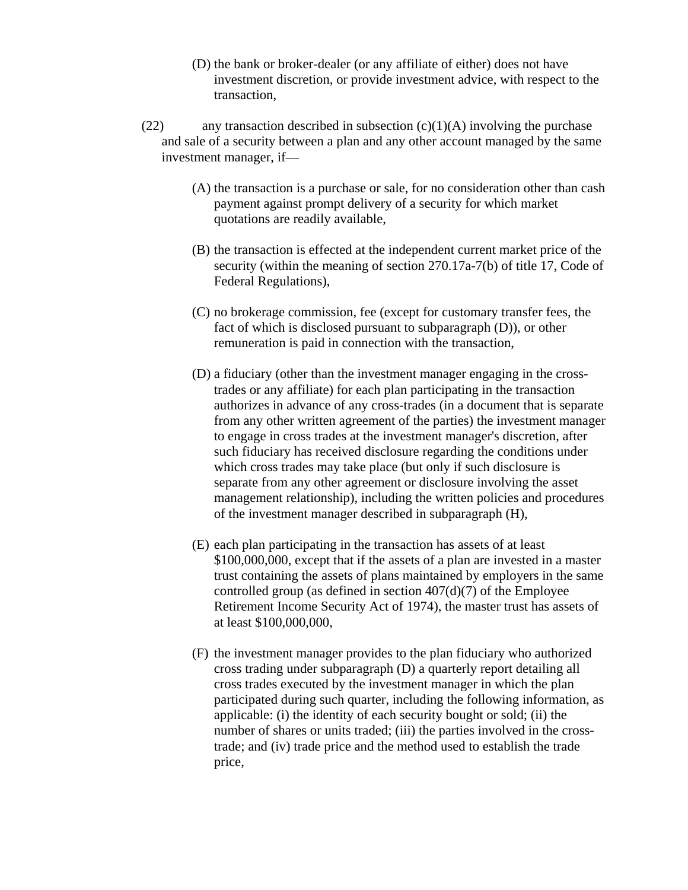(D) the bank or broker-dealer (or any affiliate of either) does not have investment discretion, or provide investment advice, with respect to the transaction,

(22) any transaction described in subsection (c)(1)(A) involving the purchase and sale of a security between a plan and any other account managed by the same investment manager, if—

(A) the transaction is a purchase or sale, for no consideration other than cash payment against prompt delivery of a security for which market quotations are readily available,

(B) the transaction is effected at the independent current market price of the security (within the meaning of section 270.17a-7(b) of title 17, Code of Federal Regulations),

(C) no brokerage commission, fee (except for customary transfer fees, the fact of which is disclosed pursuant to subparagraph (D)), or other remuneration is paid in connection with the transaction,

(D) a fiduciary (other than the investment manager engaging in the cross-trades or any affiliate) for each plan participating in the transaction authorizes in advance of any cross-trades (in a document that is separate from any other written agreement of the parties) the investment manager to engage in cross trades at the investment manager's discretion, after such fiduciary has received disclosure regarding the conditions under which cross trades may take place (but only if such disclosure is separate from any other agreement or disclosure involving the asset management relationship), including the written policies and procedures of the investment manager described in subparagraph (H),

(E) each plan participating in the transaction has assets of at least $100,000,000, except that if the assets of a plan are invested in a master trust containing the assets of plans maintained by employers in the same controlled group (as defined in section 407(d)(7) of the Employee Retirement Income Security Act of 1974), the master trust has assets of at least $100,000,000,

(F) the investment manager provides to the plan fiduciary who authorized cross trading under subparagraph (D) a quarterly report detailing all cross trades executed by the investment manager in which the plan participated during such quarter, including the following information, as applicable: (i) the identity of each security bought or sold; (ii) the number of shares or units traded; (iii) the parties involved in the cross-trade; and (iv) trade price and the method used to establish the trade price,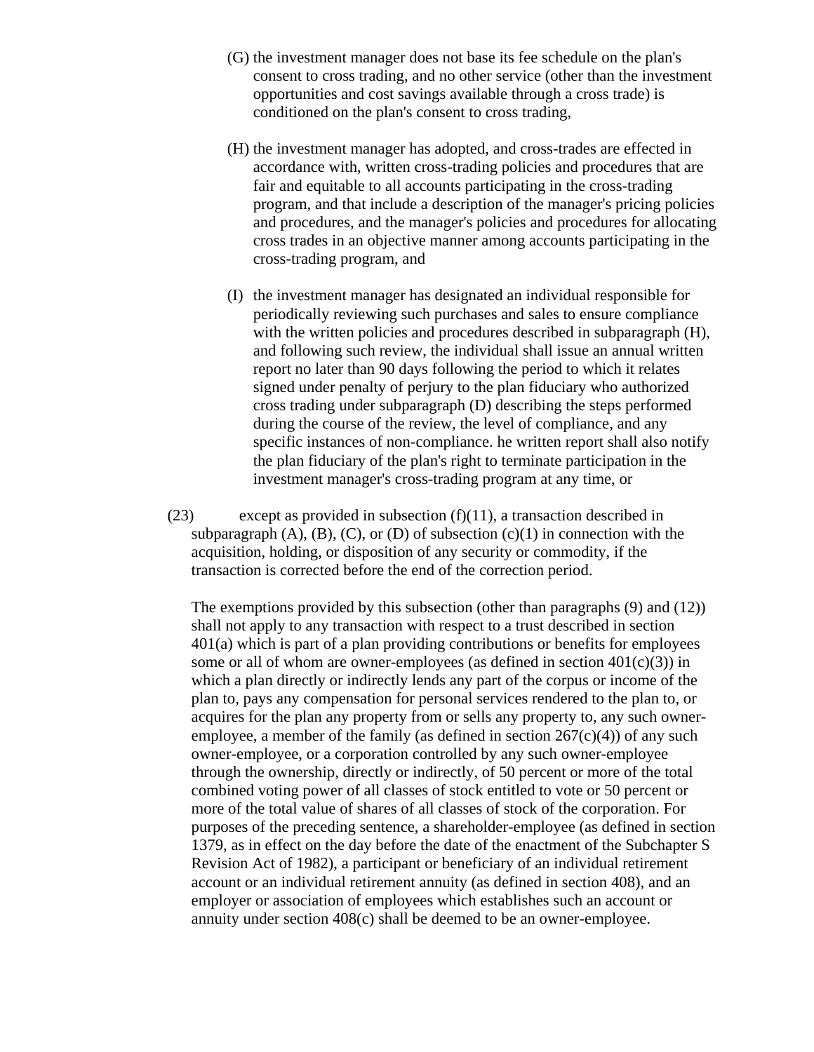(G) the investment manager does not base its fee schedule on the plan's consent to cross trading, and no other service (other than the investment opportunities and cost savings available through a cross trade) is conditioned on the plan's consent to cross trading,

(H) the investment manager has adopted, and cross-trades are effected in accordance with, written cross-trading policies and procedures that are fair and equitable to all accounts participating in the cross-trading program, and that include a description of the manager's pricing policies and procedures, and the manager's policies and procedures for allocating cross trades in an objective manner among accounts participating in the cross-trading program, and

(I) the investment manager has designated an individual responsible for periodically reviewing such purchases and sales to ensure compliance with the written policies and procedures described in subparagraph (H), and following such review, the individual shall issue an annual written report no later than 90 days following the period to which it relates signed under penalty of perjury to the plan fiduciary who authorized cross trading under subparagraph (D) describing the steps performed during the course of the review, the level of compliance, and any specific instances of non-compliance. he written report shall also notify the plan fiduciary of the plan's right to terminate participation in the investment manager's cross-trading program at any time, or

(23) except as provided in subsection (f)(11), a transaction described in subparagraph (A), (B), (C), or (D) of subsection (c)(1) in connection with the acquisition, holding, or disposition of any security or commodity, if the transaction is corrected before the end of the correction period.

The exemptions provided by this subsection (other than paragraphs (9) and (12)) shall not apply to any transaction with respect to a trust described in section 401(a) which is part of a plan providing contributions or benefits for employees some or all of whom are owner-employees (as defined in section 401(c)(3)) in which a plan directly or indirectly lends any part of the corpus or income of the plan to, pays any compensation for personal services rendered to the plan to, or acquires for the plan any property from or sells any property to, any such owner-employee, a member of the family (as defined in section 267(c)(4)) of any such owner-employee, or a corporation controlled by any such owner-employee through the ownership, directly or indirectly, of 50 percent or more of the total combined voting power of all classes of stock entitled to vote or 50 percent or more of the total value of shares of all classes of stock of the corporation. For purposes of the preceding sentence, a shareholder-employee (as defined in section 1379, as in effect on the day before the date of the enactment of the Subchapter S Revision Act of 1982), a participant or beneficiary of an individual retirement account or an individual retirement annuity (as defined in section 408), and an employer or association of employees which establishes such an account or annuity under section 408(c) shall be deemed to be an owner-employee.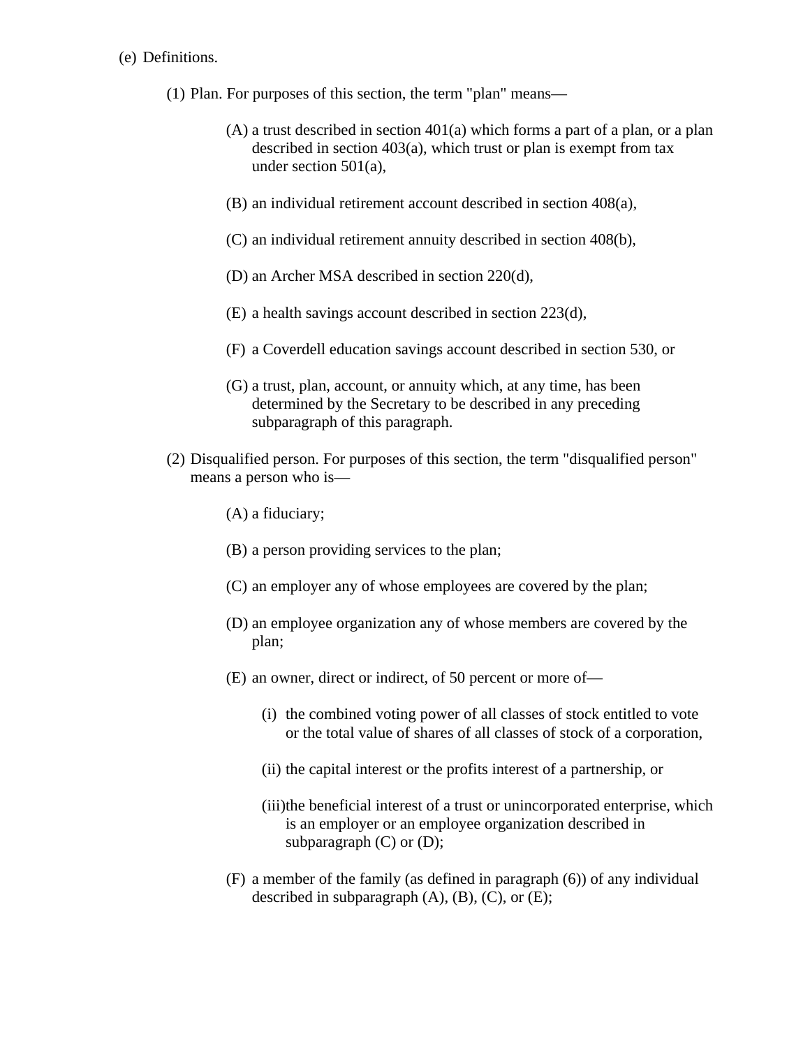(e) Definitions.

(1) Plan. For purposes of this section, the term "plan" means—

(A) a trust described in section 401(a) which forms a part of a plan, or a plan described in section 403(a), which trust or plan is exempt from tax under section 501(a),

(B) an individual retirement account described in section 408(a),

(C) an individual retirement annuity described in section 408(b),

(D) an Archer MSA described in section 220(d),

(E) a health savings account described in section 223(d),

(F) a Coverdell education savings account described in section 530, or

(G) a trust, plan, account, or annuity which, at any time, has been determined by the Secretary to be described in any preceding subparagraph of this paragraph.

(2) Disqualified person. For purposes of this section, the term "disqualified person" means a person who is—

(A) a fiduciary;

(B) a person providing services to the plan;

(C) an employer any of whose employees are covered by the plan;

(D) an employee organization any of whose members are covered by the plan;

(E) an owner, direct or indirect, of 50 percent or more of—

(i) the combined voting power of all classes of stock entitled to vote or the total value of shares of all classes of stock of a corporation,

(ii) the capital interest or the profits interest of a partnership, or

(iii) the beneficial interest of a trust or unincorporated enterprise, which is an employer or an employee organization described in subparagraph (C) or (D);

(F) a member of the family (as defined in paragraph (6)) of any individual described in subparagraph (A), (B), (C), or (E);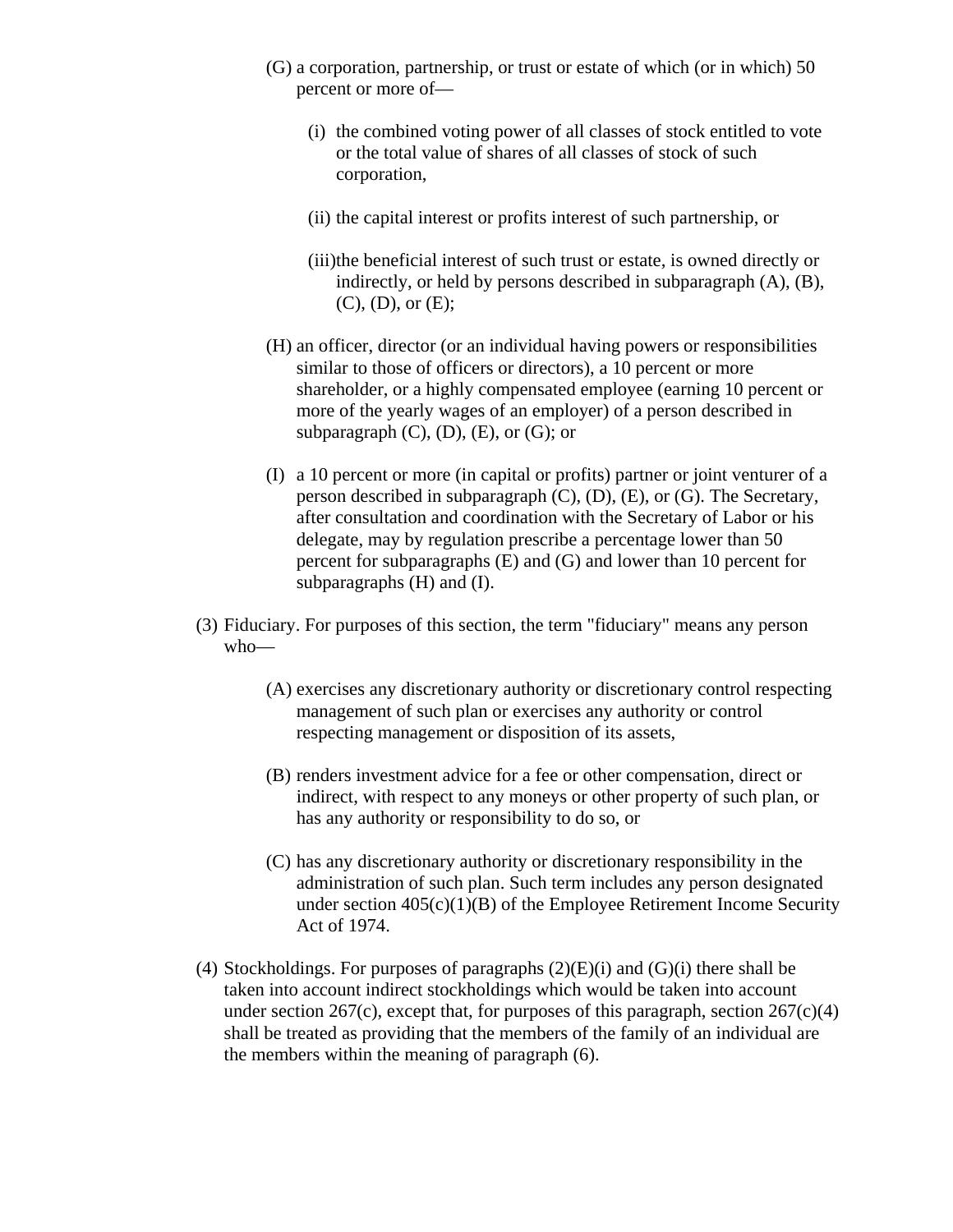(G) a corporation, partnership, or trust or estate of which (or in which) 50 percent or more of—

(i) the combined voting power of all classes of stock entitled to vote or the total value of shares of all classes of stock of such corporation,

(ii) the capital interest or profits interest of such partnership, or

(iii) the beneficial interest of such trust or estate, is owned directly or indirectly, or held by persons described in subparagraph (A), (B), (C), (D), or (E);

(H) an officer, director (or an individual having powers or responsibilities similar to those of officers or directors), a 10 percent or more shareholder, or a highly compensated employee (earning 10 percent or more of the yearly wages of an employer) of a person described in subparagraph (C), (D), (E), or (G); or

(I) a 10 percent or more (in capital or profits) partner or joint venturer of a person described in subparagraph (C), (D), (E), or (G). The Secretary, after consultation and coordination with the Secretary of Labor or his delegate, may by regulation prescribe a percentage lower than 50 percent for subparagraphs (E) and (G) and lower than 10 percent for subparagraphs (H) and (I).

(3) Fiduciary. For purposes of this section, the term "fiduciary" means any person who—

(A) exercises any discretionary authority or discretionary control respecting management of such plan or exercises any authority or control respecting management or disposition of its assets,

(B) renders investment advice for a fee or other compensation, direct or indirect, with respect to any moneys or other property of such plan, or has any authority or responsibility to do so, or

(C) has any discretionary authority or discretionary responsibility in the administration of such plan. Such term includes any person designated under section 405(c)(1)(B) of the Employee Retirement Income Security Act of 1974.

(4) Stockholdings. For purposes of paragraphs (2)(E)(i) and (G)(i) there shall be taken into account indirect stockholdings which would be taken into account under section 267(c), except that, for purposes of this paragraph, section 267(c)(4) shall be treated as providing that the members of the family of an individual are the members within the meaning of paragraph (6).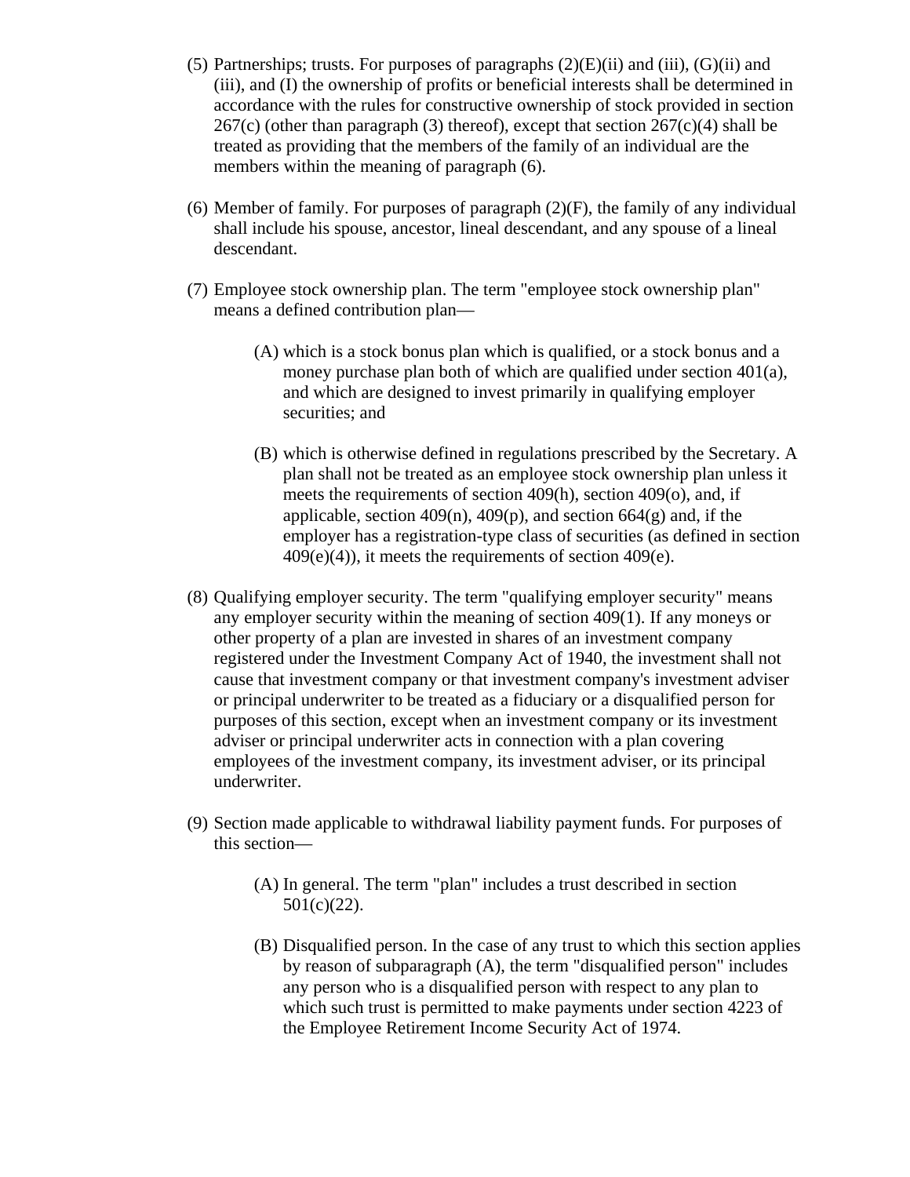(5) Partnerships; trusts. For purposes of paragraphs (2)(E)(ii) and (iii), (G)(ii) and (iii), and (I) the ownership of profits or beneficial interests shall be determined in accordance with the rules for constructive ownership of stock provided in section 267(c) (other than paragraph (3) thereof), except that section 267(c)(4) shall be treated as providing that the members of the family of an individual are the members within the meaning of paragraph (6).

(6) Member of family. For purposes of paragraph (2)(F), the family of any individual shall include his spouse, ancestor, lineal descendant, and any spouse of a lineal descendant.

(7) Employee stock ownership plan. The term "employee stock ownership plan" means a defined contribution plan—

  - (A) which is a stock bonus plan which is qualified, or a stock bonus and a money purchase plan both of which are qualified under section 401(a), and which are designed to invest primarily in qualifying employer securities; and

  - (B) which is otherwise defined in regulations prescribed by the Secretary. A plan shall not be treated as an employee stock ownership plan unless it meets the requirements of section 409(h), section 409(o), and, if applicable, section 409(n), 409(p), and section 664(g) and, if the employer has a registration-type class of securities (as defined in section 409(e)(4)), it meets the requirements of section 409(e).

(8) Qualifying employer security. The term "qualifying employer security" means any employer security within the meaning of section 409(1). If any moneys or other property of a plan are invested in shares of an investment company registered under the Investment Company Act of 1940, the investment shall not cause that investment company or that investment company's investment adviser or principal underwriter to be treated as a fiduciary or a disqualified person for purposes of this section, except when an investment company or its investment adviser or principal underwriter acts in connection with a plan covering employees of the investment company, its investment adviser, or its principal underwriter.

(9) Section made applicable to withdrawal liability payment funds. For purposes of this section—

  - (A) In general. The term "plan" includes a trust described in section 501(c)(22).

  - (B) Disqualified person. In the case of any trust to which this section applies by reason of subparagraph (A), the term "disqualified person" includes any person who is a disqualified person with respect to any plan to which such trust is permitted to make payments under section 4223 of the Employee Retirement Income Security Act of 1974.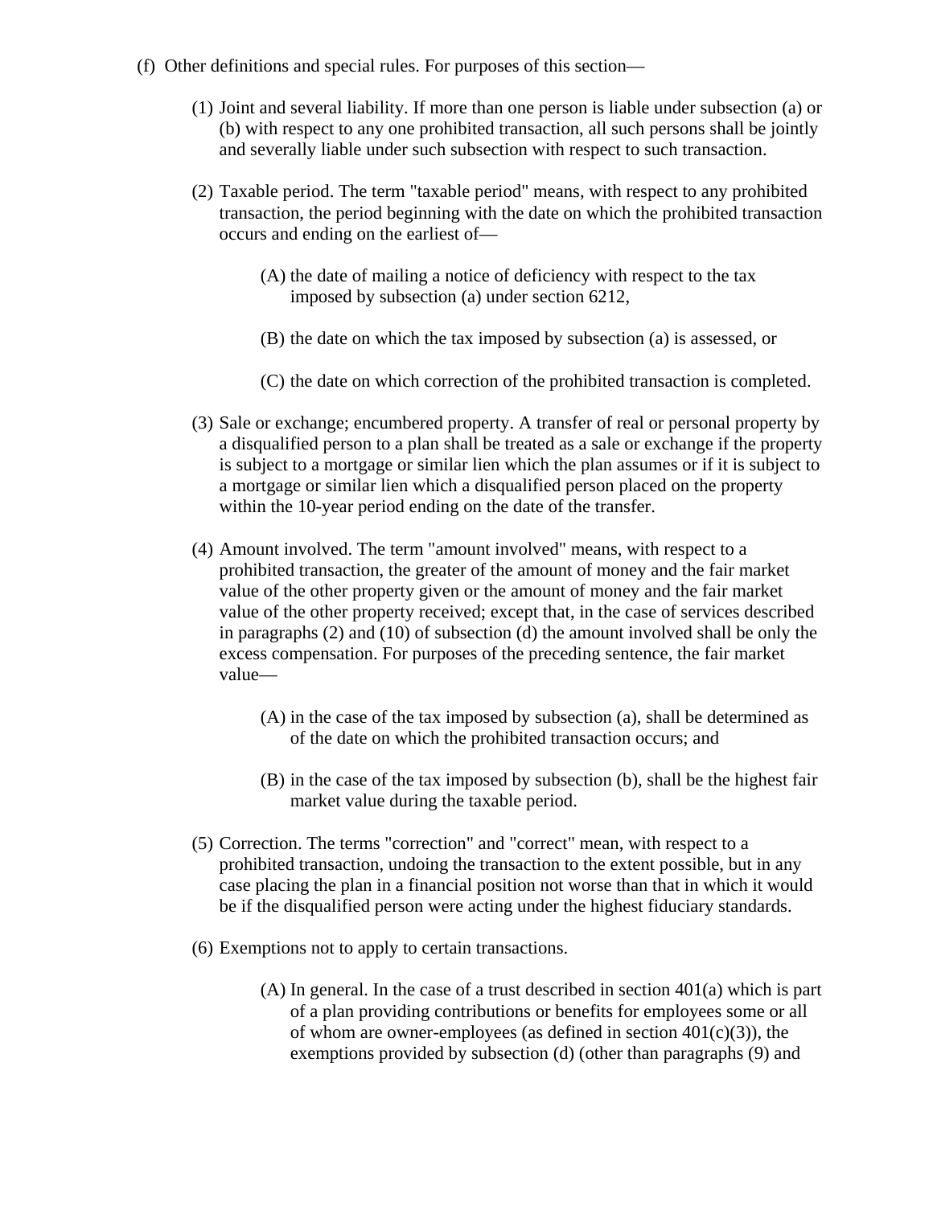(f) Other definitions and special rules. For purposes of this section—

  (1) Joint and several liability. If more than one person is liable under subsection (a) or (b) with respect to any one prohibited transaction, all such persons shall be jointly and severally liable under such subsection with respect to such transaction.

  (2) Taxable period. The term "taxable period" means, with respect to any prohibited transaction, the period beginning with the date on which the prohibited transaction occurs and ending on the earliest of—

    (A) the date of mailing a notice of deficiency with respect to the tax imposed by subsection (a) under section 6212,

    (B) the date on which the tax imposed by subsection (a) is assessed, or

    (C) the date on which correction of the prohibited transaction is completed.

  (3) Sale or exchange; encumbered property. A transfer of real or personal property by a disqualified person to a plan shall be treated as a sale or exchange if the property is subject to a mortgage or similar lien which the plan assumes or if it is subject to a mortgage or similar lien which a disqualified person placed on the property within the 10-year period ending on the date of the transfer.

  (4) Amount involved. The term "amount involved" means, with respect to a prohibited transaction, the greater of the amount of money and the fair market value of the other property given or the amount of money and the fair market value of the other property received; except that, in the case of services described in paragraphs (2) and (10) of subsection (d) the amount involved shall be only the excess compensation. For purposes of the preceding sentence, the fair market value—

    (A) in the case of the tax imposed by subsection (a), shall be determined as of the date on which the prohibited transaction occurs; and

    (B) in the case of the tax imposed by subsection (b), shall be the highest fair market value during the taxable period.

  (5) Correction. The terms "correction" and "correct" mean, with respect to a prohibited transaction, undoing the transaction to the extent possible, but in any case placing the plan in a financial position not worse than that in which it would be if the disqualified person were acting under the highest fiduciary standards.

  (6) Exemptions not to apply to certain transactions.

    (A) In general. In the case of a trust described in section 401(a) which is part of a plan providing contributions or benefits for employees some or all of whom are owner-employees (as defined in section 401(c)(3)), the exemptions provided by subsection (d) (other than paragraphs (9) and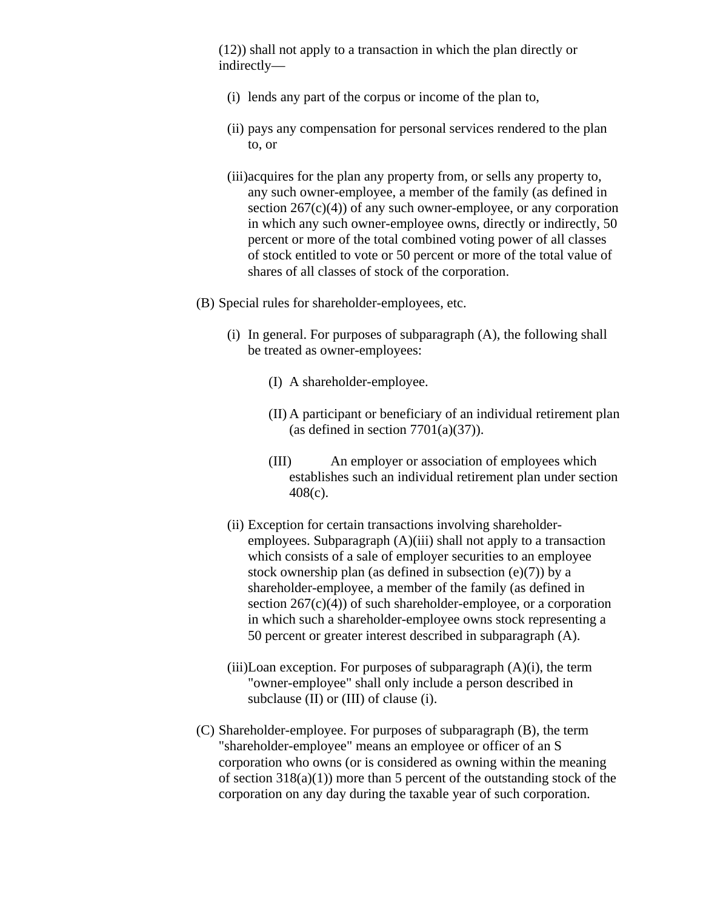(12)) shall not apply to a transaction in which the plan directly or indirectly—

- (i) lends any part of the corpus or income of the plan to,
- (ii) pays any compensation for personal services rendered to the plan to, or
- (iii) acquires for the plan any property from, or sells any property to, any such owner-employee, a member of the family (as defined in section 267(c)(4)) of any such owner-employee, or any corporation in which any such owner-employee owns, directly or indirectly, 50 percent or more of the total combined voting power of all classes of stock entitled to vote or 50 percent or more of the total value of shares of all classes of stock of the corporation.

(B) Special rules for shareholder-employees, etc.

- (i) In general. For purposes of subparagraph (A), the following shall be treated as owner-employees:
  - (I) A shareholder-employee.
  - (II) A participant or beneficiary of an individual retirement plan (as defined in section 7701(a)(37)).
  - (III) An employer or association of employees which establishes such an individual retirement plan under section 408(c).
- (ii) Exception for certain transactions involving shareholder-employees. Subparagraph (A)(iii) shall not apply to a transaction which consists of a sale of employer securities to an employee stock ownership plan (as defined in subsection (e)(7)) by a shareholder-employee, a member of the family (as defined in section 267(c)(4)) of such shareholder-employee, or a corporation in which such a shareholder-employee owns stock representing a 50 percent or greater interest described in subparagraph (A).
- (iii) Loan exception. For purposes of subparagraph (A)(i), the term "owner-employee" shall only include a person described in subclause (II) or (III) of clause (i).

(C) Shareholder-employee. For purposes of subparagraph (B), the term "shareholder-employee" means an employee or officer of an S corporation who owns (or is considered as owning within the meaning of section 318(a)(1)) more than 5 percent of the outstanding stock of the corporation on any day during the taxable year of such corporation.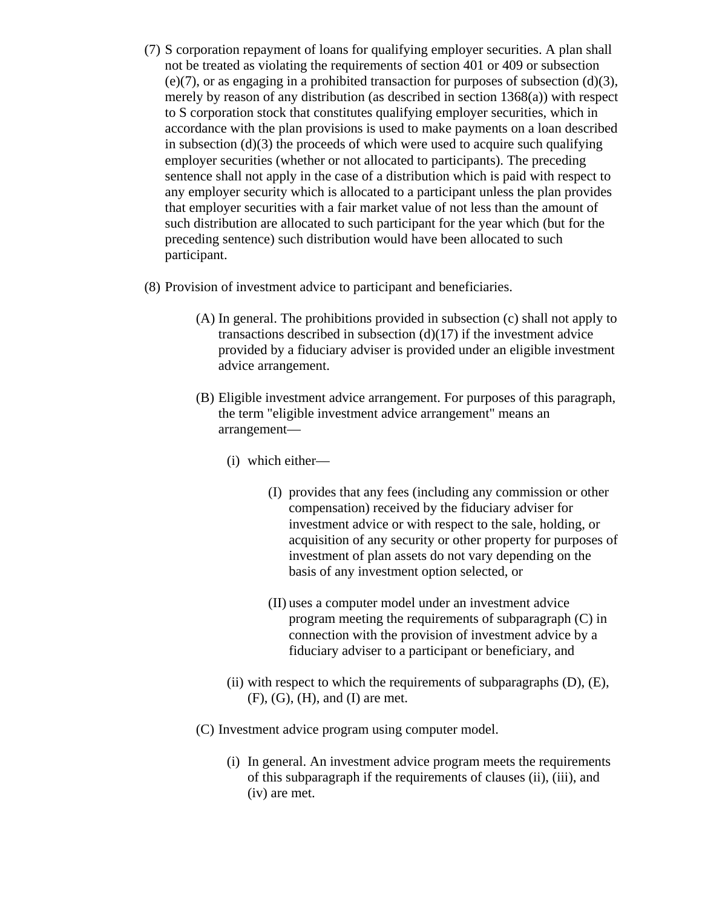(7) S corporation repayment of loans for qualifying employer securities. A plan shall not be treated as violating the requirements of section 401 or 409 or subsection (e)(7), or as engaging in a prohibited transaction for purposes of subsection (d)(3), merely by reason of any distribution (as described in section 1368(a)) with respect to S corporation stock that constitutes qualifying employer securities, which in accordance with the plan provisions is used to make payments on a loan described in subsection (d)(3) the proceeds of which were used to acquire such qualifying employer securities (whether or not allocated to participants). The preceding sentence shall not apply in the case of a distribution which is paid with respect to any employer security which is allocated to a participant unless the plan provides that employer securities with a fair market value of not less than the amount of such distribution are allocated to such participant for the year which (but for the preceding sentence) such distribution would have been allocated to such participant.

(8) Provision of investment advice to participant and beneficiaries.

- (A) In general. The prohibitions provided in subsection (c) shall not apply to transactions described in subsection (d)(17) if the investment advice provided by a fiduciary adviser is provided under an eligible investment advice arrangement.

- (B) Eligible investment advice arrangement. For purposes of this paragraph, the term "eligible investment advice arrangement" means an arrangement—

  - (i) which either—

    - (I) provides that any fees (including any commission or other compensation) received by the fiduciary adviser for investment advice or with respect to the sale, holding, or acquisition of any security or other property for purposes of investment of plan assets do not vary depending on the basis of any investment option selected, or

    - (II) uses a computer model under an investment advice program meeting the requirements of subparagraph (C) in connection with the provision of investment advice by a fiduciary adviser to a participant or beneficiary, and

  - (ii) with respect to which the requirements of subparagraphs (D), (E), (F), (G), (H), and (I) are met.

- (C) Investment advice program using computer model.

  - (i) In general. An investment advice program meets the requirements of this subparagraph if the requirements of clauses (ii), (iii), and (iv) are met.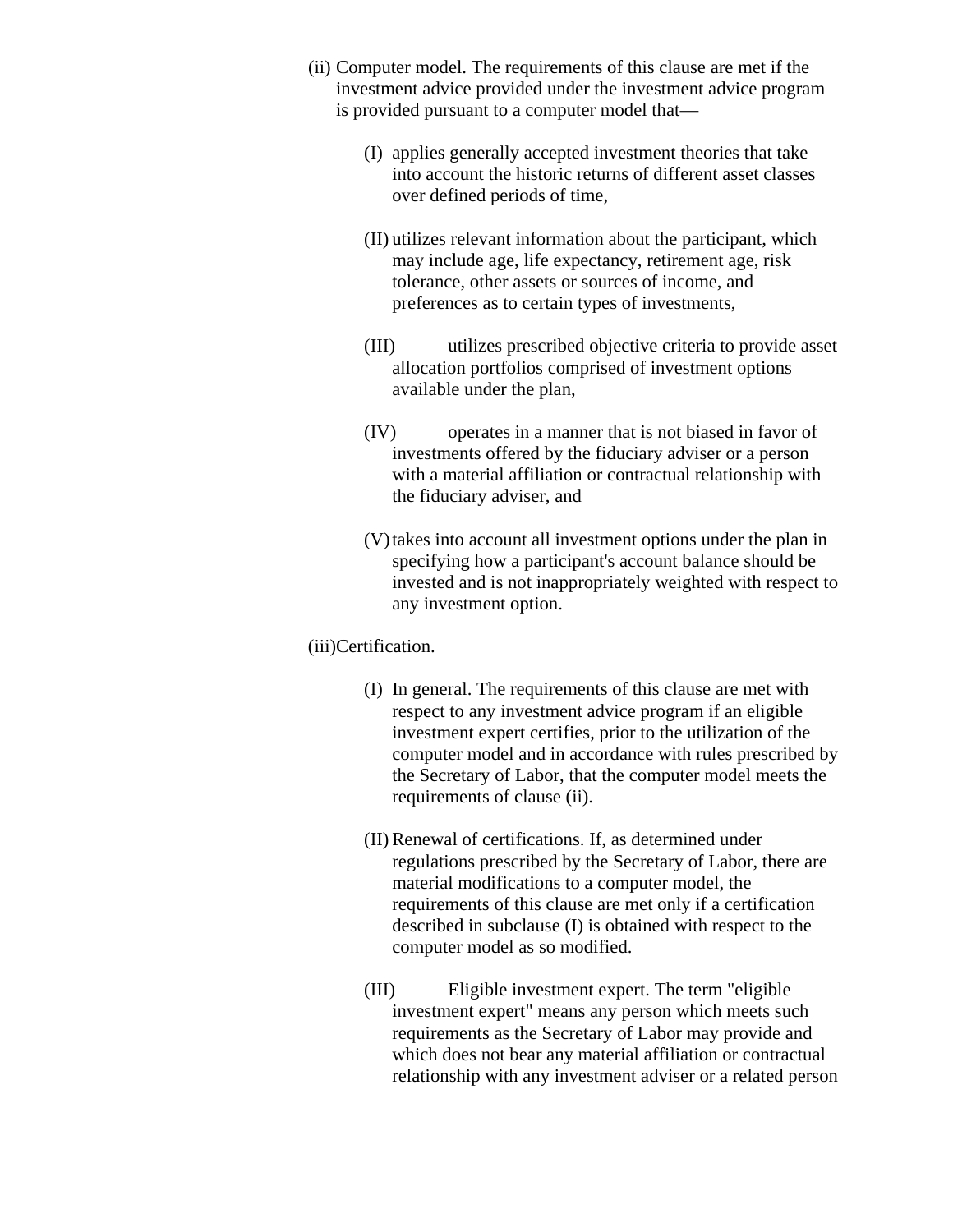(ii) Computer model. The requirements of this clause are met if the investment advice provided under the investment advice program is provided pursuant to a computer model that—

(I) applies generally accepted investment theories that take into account the historic returns of different asset classes over defined periods of time,

(II) utilizes relevant information about the participant, which may include age, life expectancy, retirement age, risk tolerance, other assets or sources of income, and preferences as to certain types of investments,

(III) utilizes prescribed objective criteria to provide asset allocation portfolios comprised of investment options available under the plan,

(IV) operates in a manner that is not biased in favor of investments offered by the fiduciary adviser or a person with a material affiliation or contractual relationship with the fiduciary adviser, and

(V) takes into account all investment options under the plan in specifying how a participant's account balance should be invested and is not inappropriately weighted with respect to any investment option.

(iii) Certification.

(I) In general. The requirements of this clause are met with respect to any investment advice program if an eligible investment expert certifies, prior to the utilization of the computer model and in accordance with rules prescribed by the Secretary of Labor, that the computer model meets the requirements of clause (ii).

(II) Renewal of certifications. If, as determined under regulations prescribed by the Secretary of Labor, there are material modifications to a computer model, the requirements of this clause are met only if a certification described in subclause (I) is obtained with respect to the computer model as so modified.

(III) Eligible investment expert. The term "eligible investment expert" means any person which meets such requirements as the Secretary of Labor may provide and which does not bear any material affiliation or contractual relationship with any investment adviser or a related person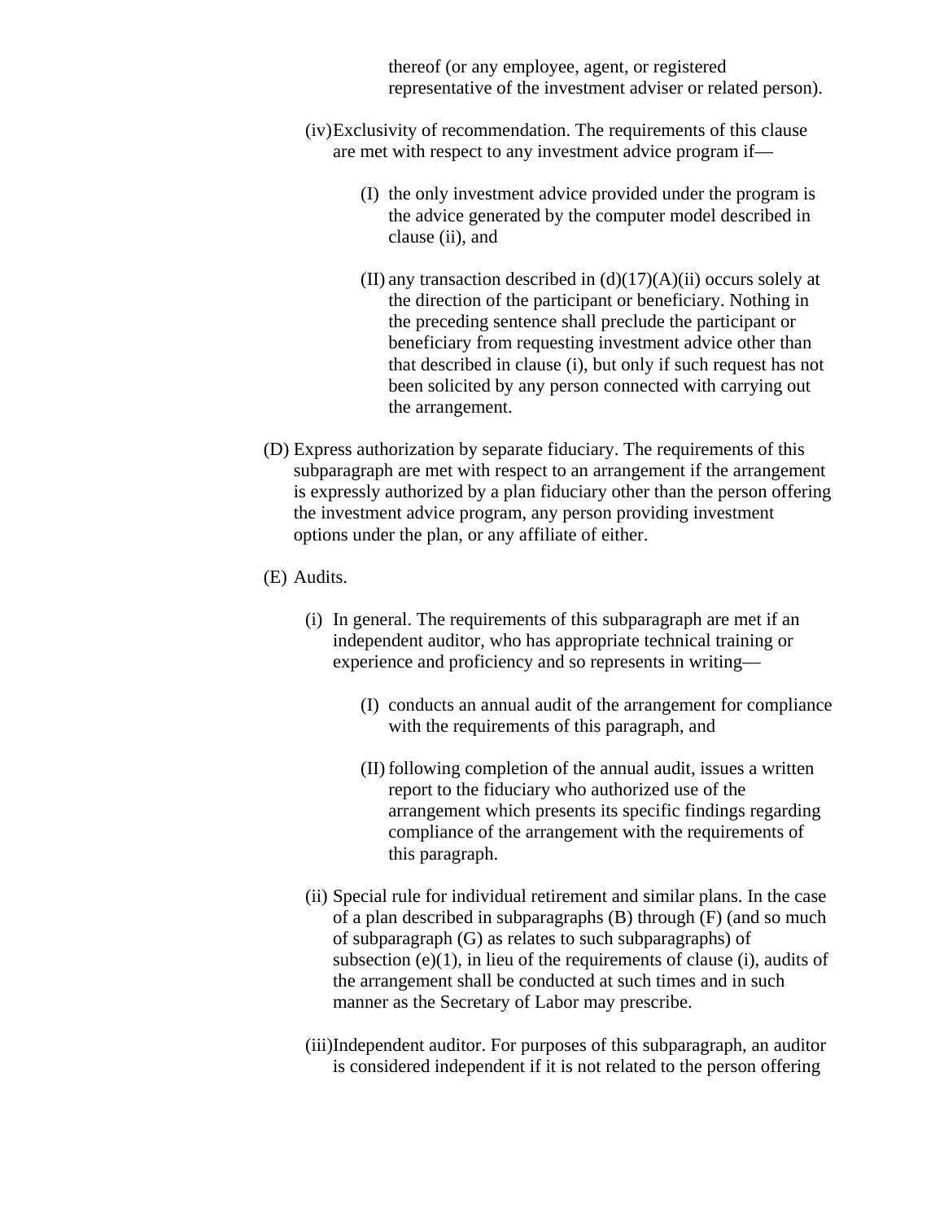thereof (or any employee, agent, or registered representative of the investment adviser or related person).

(iv) Exclusivity of recommendation. The requirements of this clause are met with respect to any investment advice program if—

(I) the only investment advice provided under the program is the advice generated by the computer model described in clause (ii), and

(II) any transaction described in (d)(17)(A)(ii) occurs solely at the direction of the participant or beneficiary. Nothing in the preceding sentence shall preclude the participant or beneficiary from requesting investment advice other than that described in clause (i), but only if such request has not been solicited by any person connected with carrying out the arrangement.

(D) Express authorization by separate fiduciary. The requirements of this subparagraph are met with respect to an arrangement if the arrangement is expressly authorized by a plan fiduciary other than the person offering the investment advice program, any person providing investment options under the plan, or any affiliate of either.

(E) Audits.

(i) In general. The requirements of this subparagraph are met if an independent auditor, who has appropriate technical training or experience and proficiency and so represents in writing—

(I) conducts an annual audit of the arrangement for compliance with the requirements of this paragraph, and

(II) following completion of the annual audit, issues a written report to the fiduciary who authorized use of the arrangement which presents its specific findings regarding compliance of the arrangement with the requirements of this paragraph.

(ii) Special rule for individual retirement and similar plans. In the case of a plan described in subparagraphs (B) through (F) (and so much of subparagraph (G) as relates to such subparagraphs) of subsection (e)(1), in lieu of the requirements of clause (i), audits of the arrangement shall be conducted at such times and in such manner as the Secretary of Labor may prescribe.

(iii) Independent auditor. For purposes of this subparagraph, an auditor is considered independent if it is not related to the person offering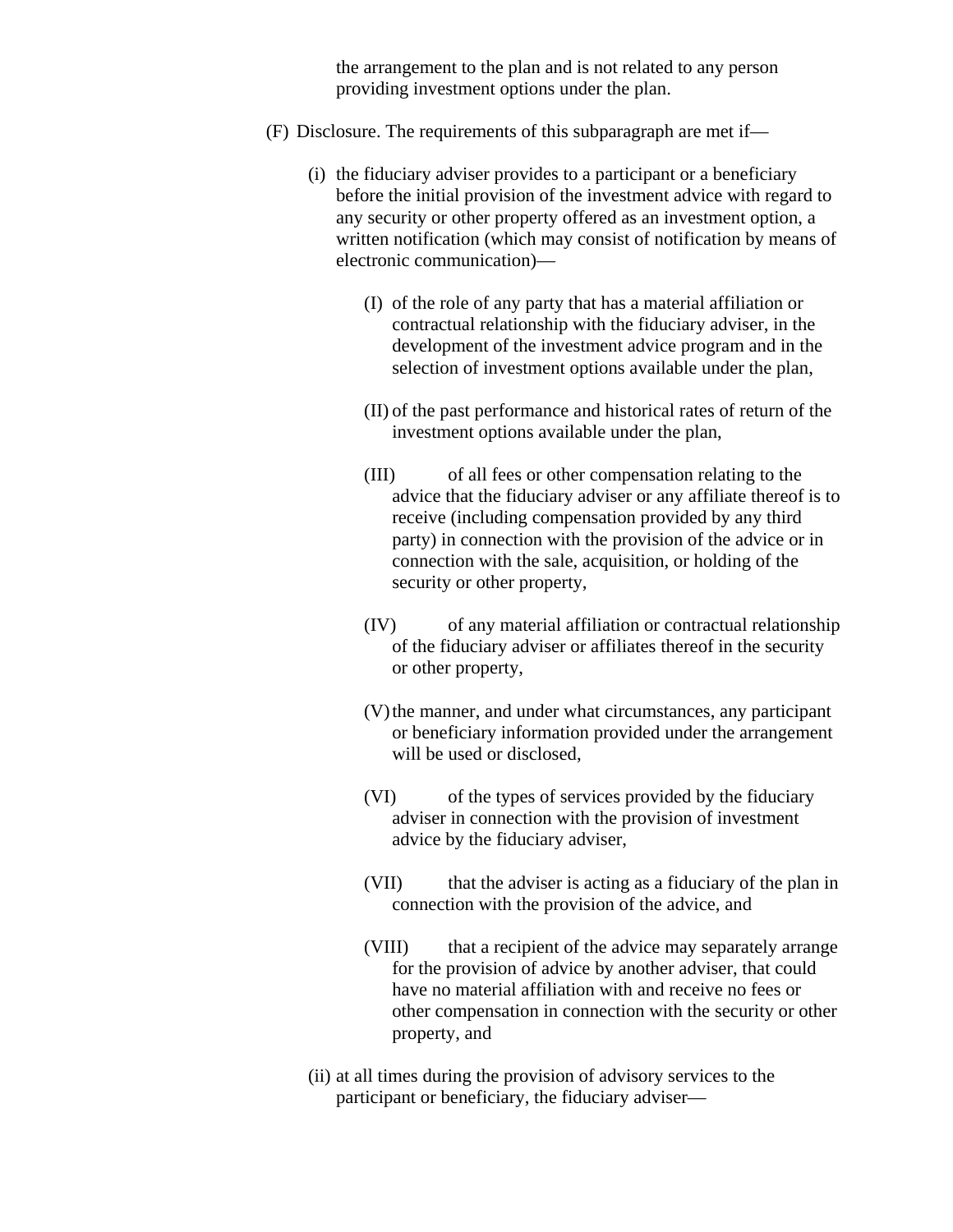the arrangement to the plan and is not related to any person providing investment options under the plan.

(F) Disclosure. The requirements of this subparagraph are met if—

(i) the fiduciary adviser provides to a participant or a beneficiary before the initial provision of the investment advice with regard to any security or other property offered as an investment option, a written notification (which may consist of notification by means of electronic communication)—

(I) of the role of any party that has a material affiliation or contractual relationship with the fiduciary adviser, in the development of the investment advice program and in the selection of investment options available under the plan,

(II) of the past performance and historical rates of return of the investment options available under the plan,

(III) of all fees or other compensation relating to the advice that the fiduciary adviser or any affiliate thereof is to receive (including compensation provided by any third party) in connection with the provision of the advice or in connection with the sale, acquisition, or holding of the security or other property,

(IV) of any material affiliation or contractual relationship of the fiduciary adviser or affiliates thereof in the security or other property,

(V) the manner, and under what circumstances, any participant or beneficiary information provided under the arrangement will be used or disclosed,

(VI) of the types of services provided by the fiduciary adviser in connection with the provision of investment advice by the fiduciary adviser,

(VII) that the adviser is acting as a fiduciary of the plan in connection with the provision of the advice, and

(VIII) that a recipient of the advice may separately arrange for the provision of advice by another adviser, that could have no material affiliation with and receive no fees or other compensation in connection with the security or other property, and

(ii) at all times during the provision of advisory services to the participant or beneficiary, the fiduciary adviser—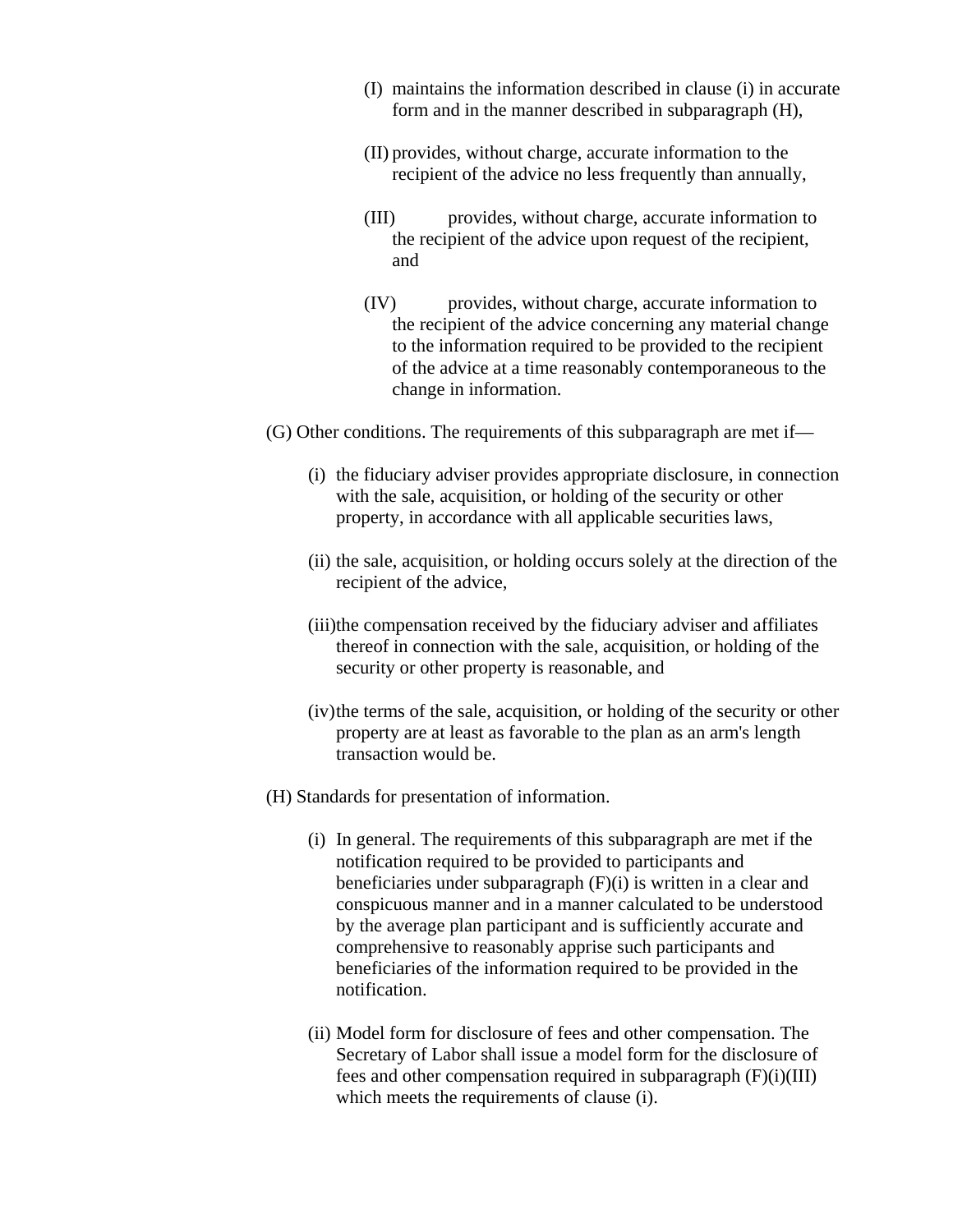(I) maintains the information described in clause (i) in accurate form and in the manner described in subparagraph (H),

(II) provides, without charge, accurate information to the recipient of the advice no less frequently than annually,

(III) provides, without charge, accurate information to the recipient of the advice upon request of the recipient, and

(IV) provides, without charge, accurate information to the recipient of the advice concerning any material change to the information required to be provided to the recipient of the advice at a time reasonably contemporaneous to the change in information.

(G) Other conditions. The requirements of this subparagraph are met if—

(i) the fiduciary adviser provides appropriate disclosure, in connection with the sale, acquisition, or holding of the security or other property, in accordance with all applicable securities laws,

(ii) the sale, acquisition, or holding occurs solely at the direction of the recipient of the advice,

(iii) the compensation received by the fiduciary adviser and affiliates thereof in connection with the sale, acquisition, or holding of the security or other property is reasonable, and

(iv) the terms of the sale, acquisition, or holding of the security or other property are at least as favorable to the plan as an arm's length transaction would be.

(H) Standards for presentation of information.

(i) In general. The requirements of this subparagraph are met if the notification required to be provided to participants and beneficiaries under subparagraph (F)(i) is written in a clear and conspicuous manner and in a manner calculated to be understood by the average plan participant and is sufficiently accurate and comprehensive to reasonably apprise such participants and beneficiaries of the information required to be provided in the notification.

(ii) Model form for disclosure of fees and other compensation. The Secretary of Labor shall issue a model form for the disclosure of fees and other compensation required in subparagraph (F)(i)(III) which meets the requirements of clause (i).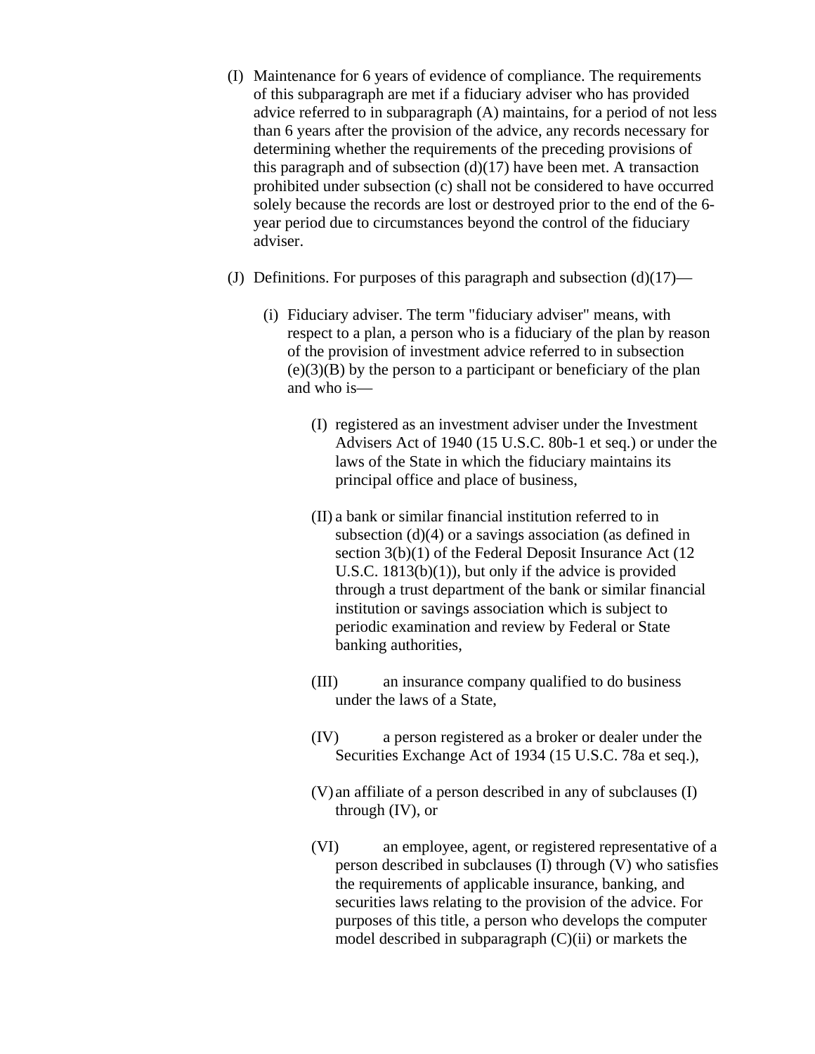(I) Maintenance for 6 years of evidence of compliance. The requirements of this subparagraph are met if a fiduciary adviser who has provided advice referred to in subparagraph (A) maintains, for a period of not less than 6 years after the provision of the advice, any records necessary for determining whether the requirements of the preceding provisions of this paragraph and of subsection (d)(17) have been met. A transaction prohibited under subsection (c) shall not be considered to have occurred solely because the records are lost or destroyed prior to the end of the 6-year period due to circumstances beyond the control of the fiduciary adviser.

(J) Definitions. For purposes of this paragraph and subsection (d)(17)—

- (i) Fiduciary adviser. The term "fiduciary adviser" means, with respect to a plan, a person who is a fiduciary of the plan by reason of the provision of investment advice referred to in subsection (e)(3)(B) by the person to a participant or beneficiary of the plan and who is—

  - (I) registered as an investment adviser under the Investment Advisers Act of 1940 (15 U.S.C. 80b-1 et seq.) or under the laws of the State in which the fiduciary maintains its principal office and place of business,

  - (II) a bank or similar financial institution referred to in subsection (d)(4) or a savings association (as defined in section 3(b)(1) of the Federal Deposit Insurance Act (12 U.S.C. 1813(b)(1)), but only if the advice is provided through a trust department of the bank or similar financial institution or savings association which is subject to periodic examination and review by Federal or State banking authorities,

  - (III) an insurance company qualified to do business under the laws of a State,

  - (IV) a person registered as a broker or dealer under the Securities Exchange Act of 1934 (15 U.S.C. 78a et seq.),

  - (V) an affiliate of a person described in any of subclauses (I) through (IV), or

  - (VI) an employee, agent, or registered representative of a person described in subclauses (I) through (V) who satisfies the requirements of applicable insurance, banking, and securities laws relating to the provision of the advice. For purposes of this title, a person who develops the computer model described in subparagraph (C)(ii) or markets the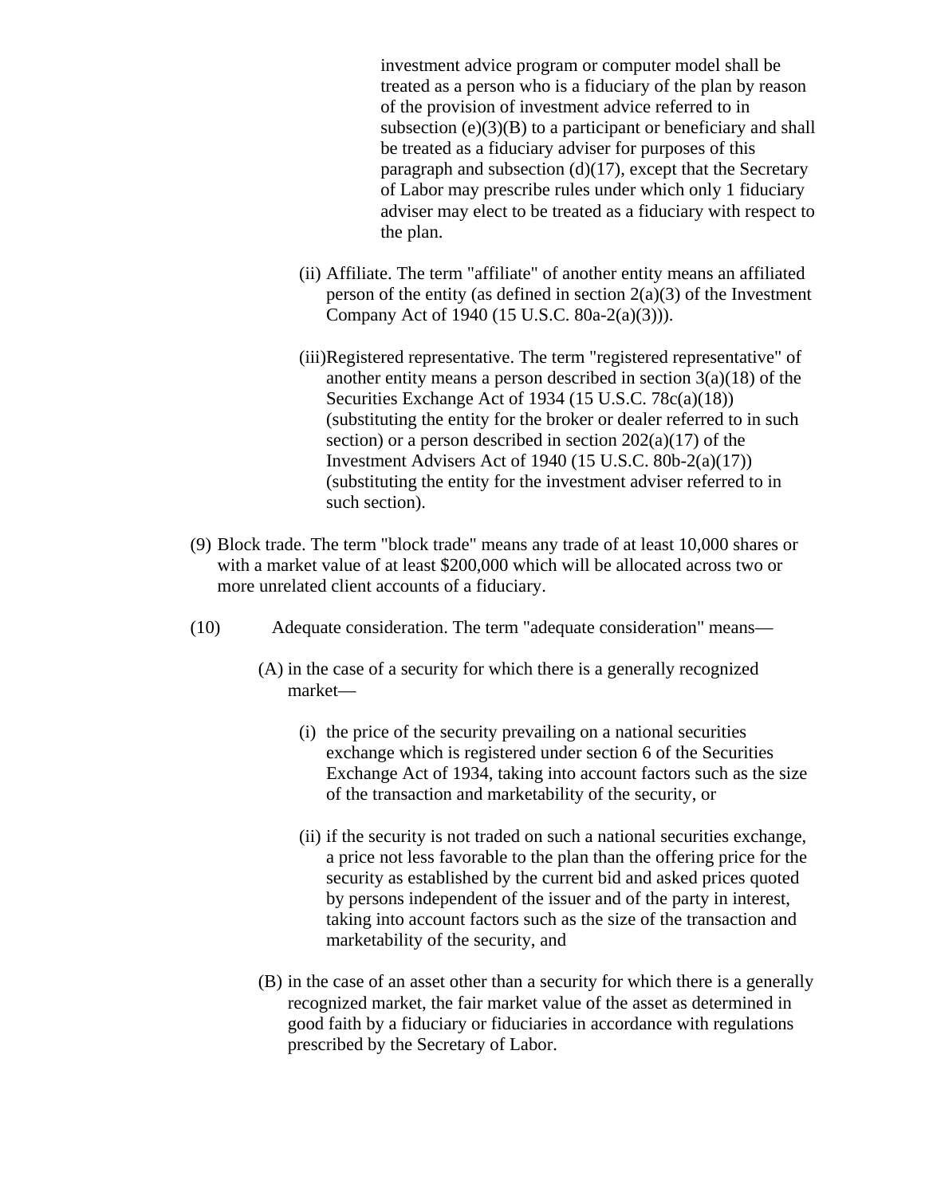investment advice program or computer model shall be treated as a person who is a fiduciary of the plan by reason of the provision of investment advice referred to in subsection (e)(3)(B) to a participant or beneficiary and shall be treated as a fiduciary adviser for purposes of this paragraph and subsection (d)(17), except that the Secretary of Labor may prescribe rules under which only 1 fiduciary adviser may elect to be treated as a fiduciary with respect to the plan.

(ii) Affiliate. The term "affiliate" of another entity means an affiliated person of the entity (as defined in section 2(a)(3) of the Investment Company Act of 1940 (15 U.S.C. 80a-2(a)(3))).

(iii) Registered representative. The term "registered representative" of another entity means a person described in section 3(a)(18) of the Securities Exchange Act of 1934 (15 U.S.C. 78c(a)(18)) (substituting the entity for the broker or dealer referred to in such section) or a person described in section 202(a)(17) of the Investment Advisers Act of 1940 (15 U.S.C. 80b-2(a)(17)) (substituting the entity for the investment adviser referred to in such section).

(9) Block trade. The term "block trade" means any trade of at least 10,000 shares or with a market value of at least $200,000 which will be allocated across two or more unrelated client accounts of a fiduciary.

(10) Adequate consideration. The term "adequate consideration" means—

(A) in the case of a security for which there is a generally recognized market—

(i) the price of the security prevailing on a national securities exchange which is registered under section 6 of the Securities Exchange Act of 1934, taking into account factors such as the size of the transaction and marketability of the security, or

(ii) if the security is not traded on such a national securities exchange, a price not less favorable to the plan than the offering price for the security as established by the current bid and asked prices quoted by persons independent of the issuer and of the party in interest, taking into account factors such as the size of the transaction and marketability of the security, and

(B) in the case of an asset other than a security for which there is a generally recognized market, the fair market value of the asset as determined in good faith by a fiduciary or fiduciaries in accordance with regulations prescribed by the Secretary of Labor.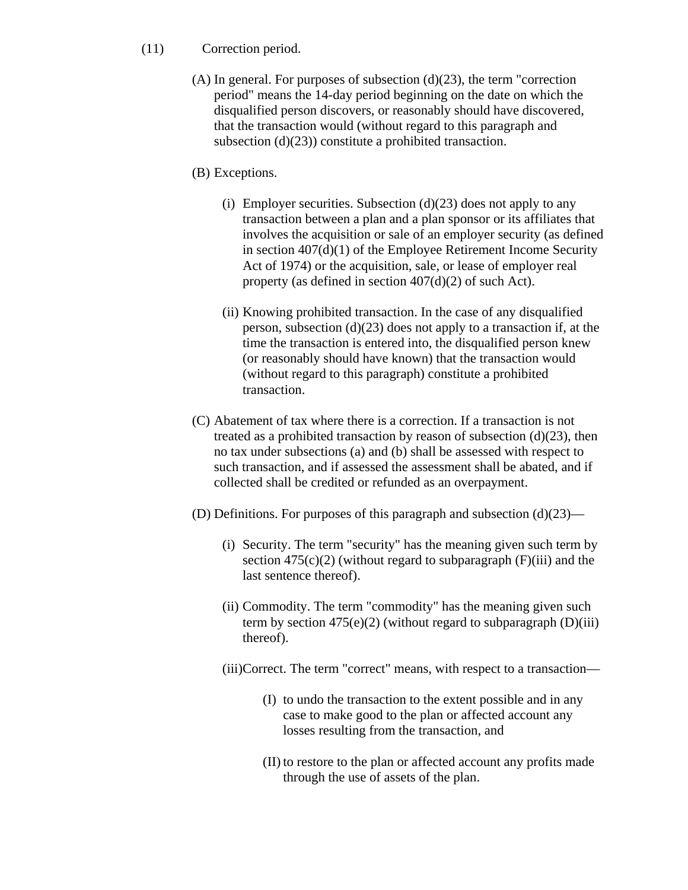(11) Correction period.

(A) In general. For purposes of subsection (d)(23), the term "correction period" means the 14-day period beginning on the date on which the disqualified person discovers, or reasonably should have discovered, that the transaction would (without regard to this paragraph and subsection (d)(23)) constitute a prohibited transaction.

(B) Exceptions.

(i) Employer securities. Subsection (d)(23) does not apply to any transaction between a plan and a plan sponsor or its affiliates that involves the acquisition or sale of an employer security (as defined in section 407(d)(1) of the Employee Retirement Income Security Act of 1974) or the acquisition, sale, or lease of employer real property (as defined in section 407(d)(2) of such Act).

(ii) Knowing prohibited transaction. In the case of any disqualified person, subsection (d)(23) does not apply to a transaction if, at the time the transaction is entered into, the disqualified person knew (or reasonably should have known) that the transaction would (without regard to this paragraph) constitute a prohibited transaction.

(C) Abatement of tax where there is a correction. If a transaction is not treated as a prohibited transaction by reason of subsection (d)(23), then no tax under subsections (a) and (b) shall be assessed with respect to such transaction, and if assessed the assessment shall be abated, and if collected shall be credited or refunded as an overpayment.

(D) Definitions. For purposes of this paragraph and subsection (d)(23)—

(i) Security. The term "security" has the meaning given such term by section 475(c)(2) (without regard to subparagraph (F)(iii) and the last sentence thereof).

(ii) Commodity. The term "commodity" has the meaning given such term by section 475(e)(2) (without regard to subparagraph (D)(iii) thereof).

(iii) Correct. The term "correct" means, with respect to a transaction—

(I) to undo the transaction to the extent possible and in any case to make good to the plan or affected account any losses resulting from the transaction, and

(II) to restore to the plan or affected account any profits made through the use of assets of the plan.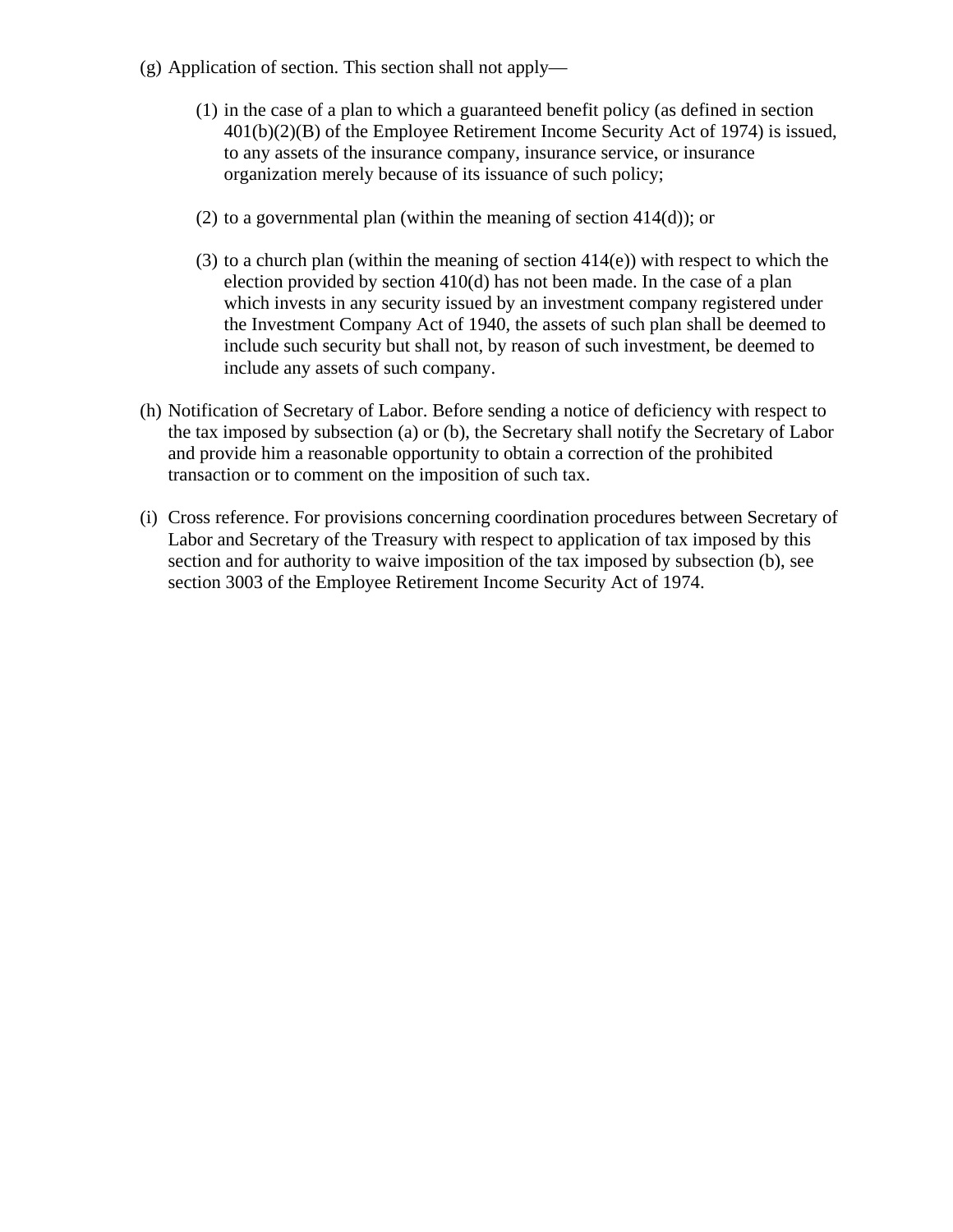(g) Application of section. This section shall not apply—

  (1) in the case of a plan to which a guaranteed benefit policy (as defined in section 401(b)(2)(B) of the Employee Retirement Income Security Act of 1974) is issued, to any assets of the insurance company, insurance service, or insurance organization merely because of its issuance of such policy;

  (2) to a governmental plan (within the meaning of section 414(d)); or

  (3) to a church plan (within the meaning of section 414(e)) with respect to which the election provided by section 410(d) has not been made. In the case of a plan which invests in any security issued by an investment company registered under the Investment Company Act of 1940, the assets of such plan shall be deemed to include such security but shall not, by reason of such investment, be deemed to include any assets of such company.

(h) Notification of Secretary of Labor. Before sending a notice of deficiency with respect to the tax imposed by subsection (a) or (b), the Secretary shall notify the Secretary of Labor and provide him a reasonable opportunity to obtain a correction of the prohibited transaction or to comment on the imposition of such tax.

(i) Cross reference. For provisions concerning coordination procedures between Secretary of Labor and Secretary of the Treasury with respect to application of tax imposed by this section and for authority to waive imposition of the tax imposed by subsection (b), see section 3003 of the Employee Retirement Income Security Act of 1974.